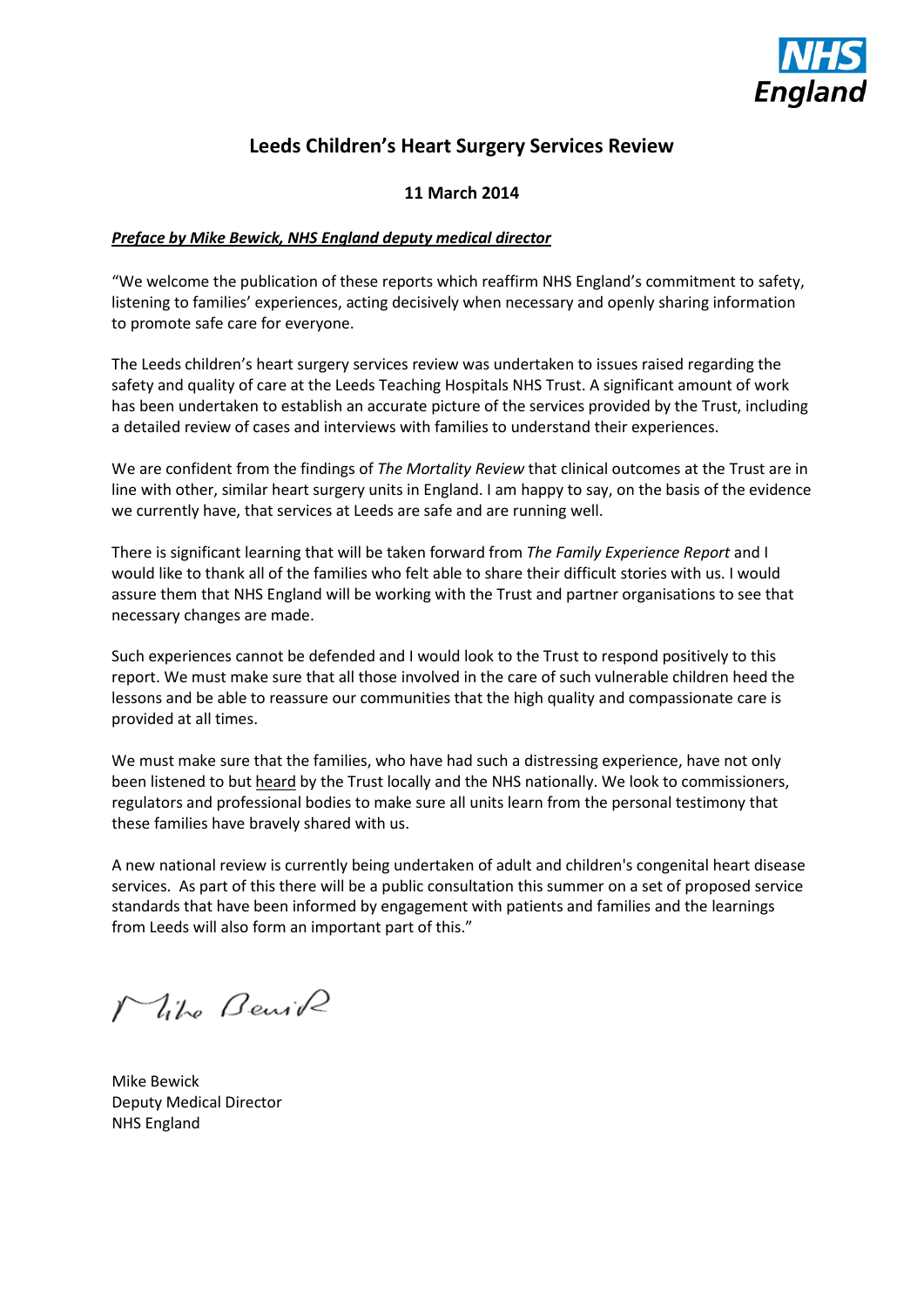# Leeds Children's Heart Surgery Services Review

**11 March 2014**

***<u>Preface by Mike Bewick, NHS England deputy medical director</u>***

"We welcome the publication of these reports which reaffirm NHS England's commitment to safety, listening to families' experiences, acting decisively when necessary and openly sharing information to promote safe care for everyone.

The Leeds children's heart surgery services review was undertaken to issues raised regarding the safety and quality of care at the Leeds Teaching Hospitals NHS Trust. A significant amount of work has been undertaken to establish an accurate picture of the services provided by the Trust, including a detailed review of cases and interviews with families to understand their experiences.

We are confident from the findings of *The Mortality Review* that clinical outcomes at the Trust are in line with other, similar heart surgery units in England. I am happy to say, on the basis of the evidence we currently have, that services at Leeds are safe and are running well.

There is significant learning that will be taken forward from *The Family Experience Report* and I would like to thank all of the families who felt able to share their difficult stories with us. I would assure them that NHS England will be working with the Trust and partner organisations to see that necessary changes are made.

Such experiences cannot be defended and I would look to the Trust to respond positively to this report. We must make sure that all those involved in the care of such vulnerable children heed the lessons and be able to reassure our communities that the high quality and compassionate care is provided at all times.

We must make sure that the families, who have had such a distressing experience, have not only been listened to but <u>heard</u> by the Trust locally and the NHS nationally. We look to commissioners, regulators and professional bodies to make sure all units learn from the personal testimony that these families have bravely shared with us.

A new national review is currently being undertaken of adult and children's congenital heart disease services. As part of this there will be a public consultation this summer on a set of proposed service standards that have been informed by engagement with patients and families and the learnings from Leeds will also form an important part of this."

Mike Bewick
Deputy Medical Director
NHS England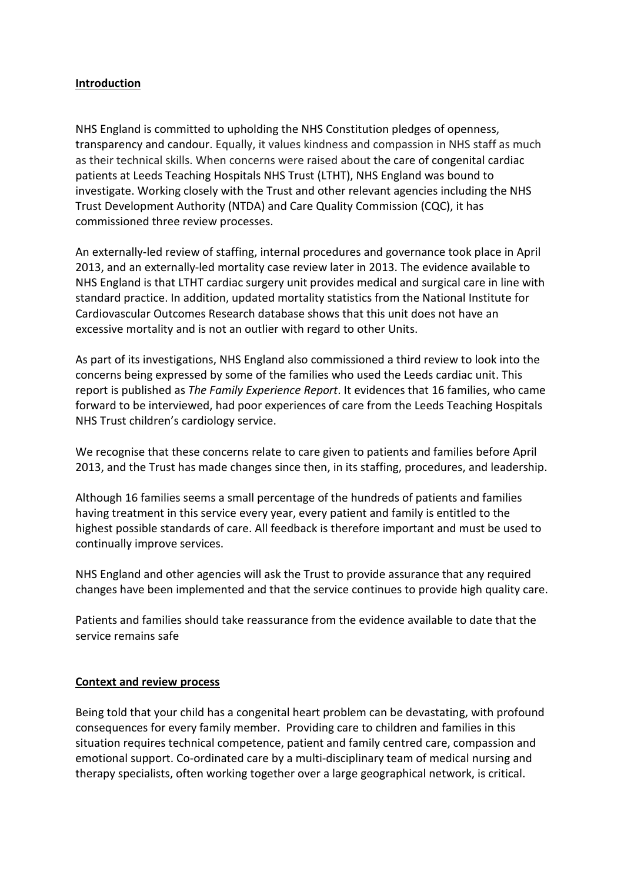## Introduction

NHS England is committed to upholding the NHS Constitution pledges of openness, transparency and candour. Equally, it values kindness and compassion in NHS staff as much as their technical skills. When concerns were raised about the care of congenital cardiac patients at Leeds Teaching Hospitals NHS Trust (LTHT), NHS England was bound to investigate. Working closely with the Trust and other relevant agencies including the NHS Trust Development Authority (NTDA) and Care Quality Commission (CQC), it has commissioned three review processes.

An externally-led review of staffing, internal procedures and governance took place in April 2013, and an externally-led mortality case review later in 2013. The evidence available to NHS England is that LTHT cardiac surgery unit provides medical and surgical care in line with standard practice. In addition, updated mortality statistics from the National Institute for Cardiovascular Outcomes Research database shows that this unit does not have an excessive mortality and is not an outlier with regard to other Units.

As part of its investigations, NHS England also commissioned a third review to look into the concerns being expressed by some of the families who used the Leeds cardiac unit. This report is published as *The Family Experience Report*. It evidences that 16 families, who came forward to be interviewed, had poor experiences of care from the Leeds Teaching Hospitals NHS Trust children's cardiology service.

We recognise that these concerns relate to care given to patients and families before April 2013, and the Trust has made changes since then, in its staffing, procedures, and leadership.

Although 16 families seems a small percentage of the hundreds of patients and families having treatment in this service every year, every patient and family is entitled to the highest possible standards of care. All feedback is therefore important and must be used to continually improve services.

NHS England and other agencies will ask the Trust to provide assurance that any required changes have been implemented and that the service continues to provide high quality care.

Patients and families should take reassurance from the evidence available to date that the service remains safe

## Context and review process

Being told that your child has a congenital heart problem can be devastating, with profound consequences for every family member. Providing care to children and families in this situation requires technical competence, patient and family centred care, compassion and emotional support. Co-ordinated care by a multi-disciplinary team of medical nursing and therapy specialists, often working together over a large geographical network, is critical.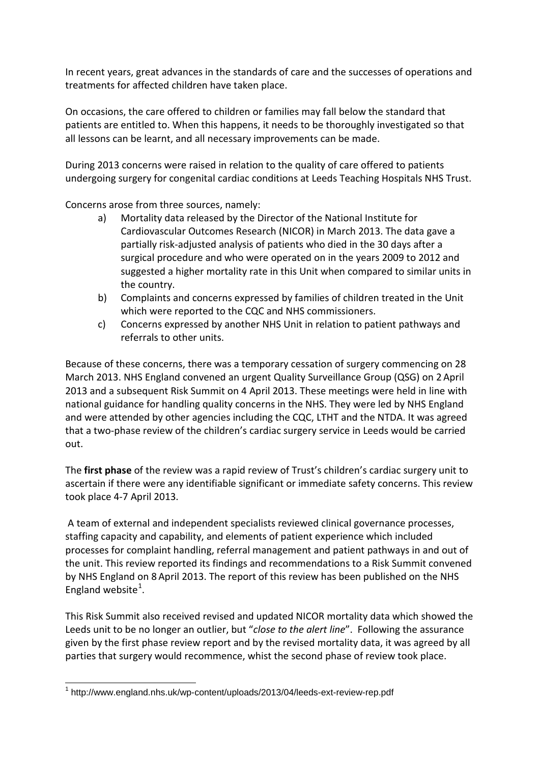In recent years, great advances in the standards of care and the successes of operations and treatments for affected children have taken place.

On occasions, the care offered to children or families may fall below the standard that patients are entitled to. When this happens, it needs to be thoroughly investigated so that all lessons can be learnt, and all necessary improvements can be made.

During 2013 concerns were raised in relation to the quality of care offered to patients undergoing surgery for congenital cardiac conditions at Leeds Teaching Hospitals NHS Trust.

Concerns arose from three sources, namely:

a) Mortality data released by the Director of the National Institute for Cardiovascular Outcomes Research (NICOR) in March 2013. The data gave a partially risk-adjusted analysis of patients who died in the 30 days after a surgical procedure and who were operated on in the years 2009 to 2012 and suggested a higher mortality rate in this Unit when compared to similar units in the country.
b) Complaints and concerns expressed by families of children treated in the Unit which were reported to the CQC and NHS commissioners.
c) Concerns expressed by another NHS Unit in relation to patient pathways and referrals to other units.

Because of these concerns, there was a temporary cessation of surgery commencing on 28 March 2013. NHS England convened an urgent Quality Surveillance Group (QSG) on 2 April 2013 and a subsequent Risk Summit on 4 April 2013. These meetings were held in line with national guidance for handling quality concerns in the NHS. They were led by NHS England and were attended by other agencies including the CQC, LTHT and the NTDA. It was agreed that a two-phase review of the children's cardiac surgery service in Leeds would be carried out.

The **first phase** of the review was a rapid review of Trust's children's cardiac surgery unit to ascertain if there were any identifiable significant or immediate safety concerns. This review took place 4-7 April 2013.

A team of external and independent specialists reviewed clinical governance processes, staffing capacity and capability, and elements of patient experience which included processes for complaint handling, referral management and patient pathways in and out of the unit. This review reported its findings and recommendations to a Risk Summit convened by NHS England on 8 April 2013. The report of this review has been published on the NHS England website[1].

This Risk Summit also received revised and updated NICOR mortality data which showed the Leeds unit to be no longer an outlier, but "*close to the alert line*". Following the assurance given by the first phase review report and by the revised mortality data, it was agreed by all parties that surgery would recommence, whist the second phase of review took place.

[1] http://www.england.nhs.uk/wp-content/uploads/2013/04/leeds-ext-review-rep.pdf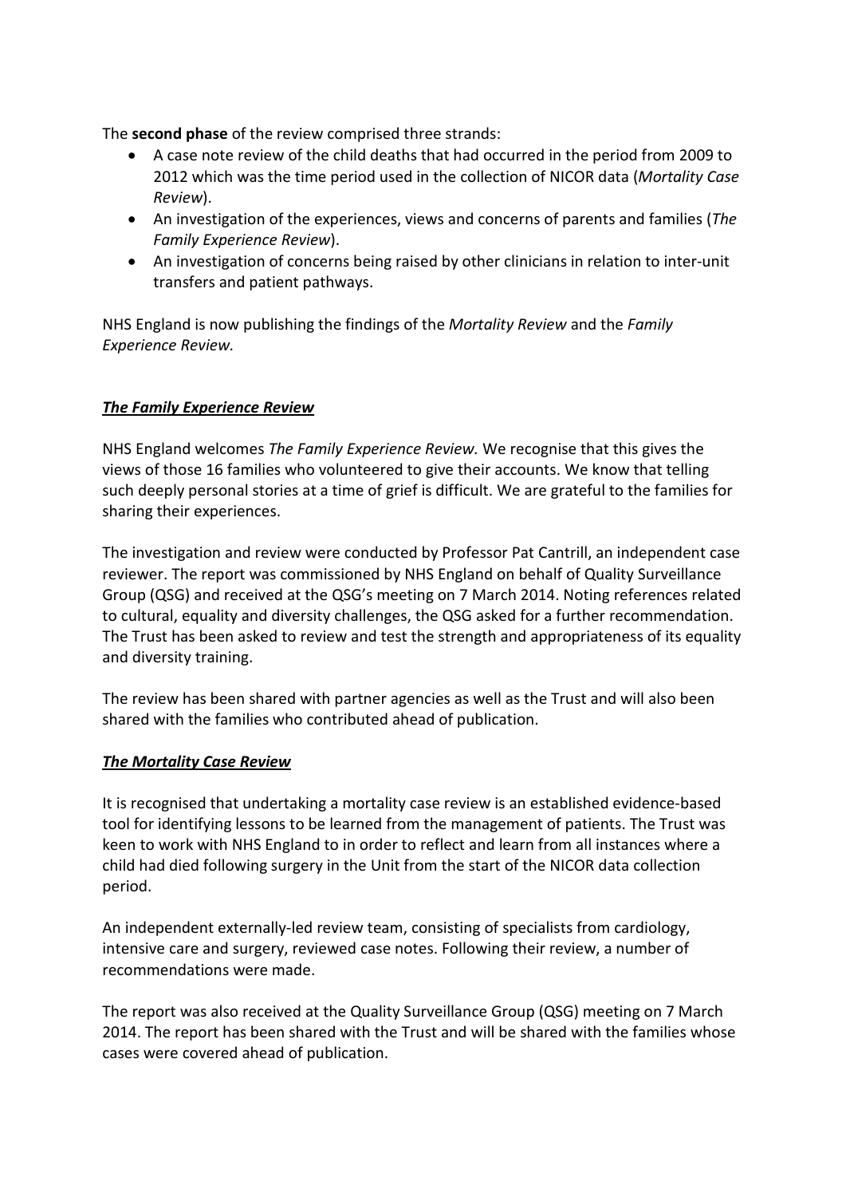The **second phase** of the review comprised three strands:

- A case note review of the child deaths that had occurred in the period from 2009 to 2012 which was the time period used in the collection of NICOR data (*Mortality Case Review*).
- An investigation of the experiences, views and concerns of parents and families (*The Family Experience Review*).
- An investigation of concerns being raised by other clinicians in relation to inter-unit transfers and patient pathways.

NHS England is now publishing the findings of the *Mortality Review* and the *Family Experience Review.*

***The Family Experience Review***

NHS England welcomes *The Family Experience Review.* We recognise that this gives the views of those 16 families who volunteered to give their accounts. We know that telling such deeply personal stories at a time of grief is difficult. We are grateful to the families for sharing their experiences.

The investigation and review were conducted by Professor Pat Cantrill, an independent case reviewer. The report was commissioned by NHS England on behalf of Quality Surveillance Group (QSG) and received at the QSG's meeting on 7 March 2014. Noting references related to cultural, equality and diversity challenges, the QSG asked for a further recommendation. The Trust has been asked to review and test the strength and appropriateness of its equality and diversity training.

The review has been shared with partner agencies as well as the Trust and will also been shared with the families who contributed ahead of publication.

***The Mortality Case Review***

It is recognised that undertaking a mortality case review is an established evidence-based tool for identifying lessons to be learned from the management of patients. The Trust was keen to work with NHS England to in order to reflect and learn from all instances where a child had died following surgery in the Unit from the start of the NICOR data collection period.

An independent externally-led review team, consisting of specialists from cardiology, intensive care and surgery, reviewed case notes. Following their review, a number of recommendations were made.

The report was also received at the Quality Surveillance Group (QSG) meeting on 7 March 2014. The report has been shared with the Trust and will be shared with the families whose cases were covered ahead of publication.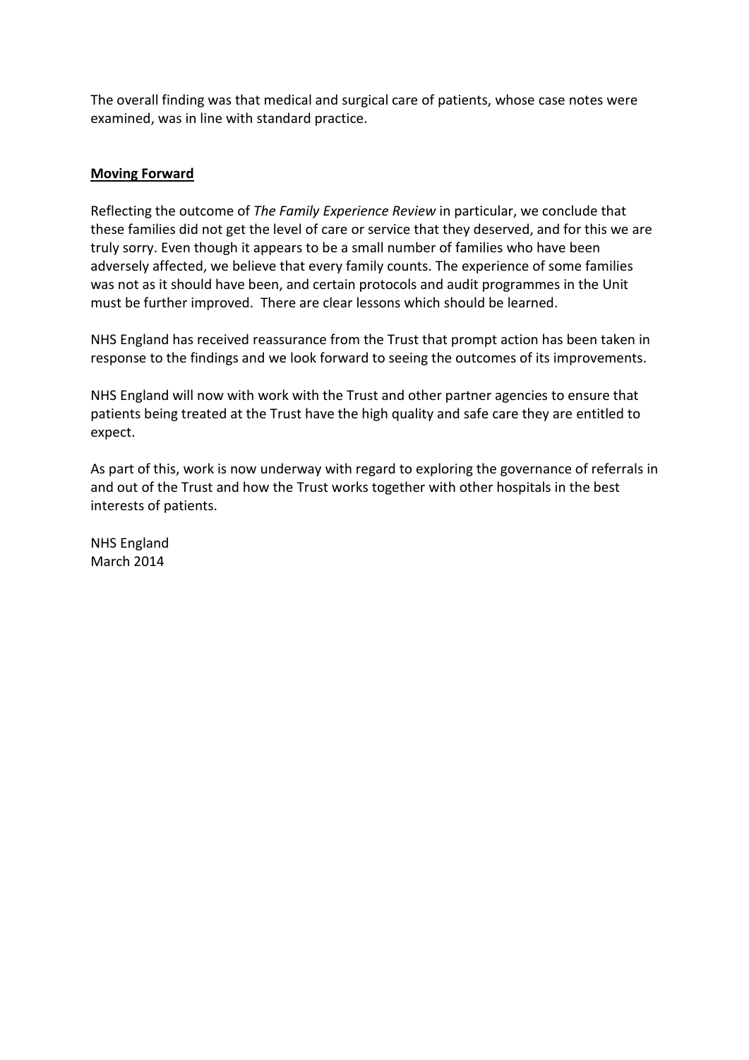The overall finding was that medical and surgical care of patients, whose case notes were examined, was in line with standard practice.

## **Moving Forward**

Reflecting the outcome of *The Family Experience Review* in particular, we conclude that these families did not get the level of care or service that they deserved, and for this we are truly sorry. Even though it appears to be a small number of families who have been adversely affected, we believe that every family counts. The experience of some families was not as it should have been, and certain protocols and audit programmes in the Unit must be further improved. There are clear lessons which should be learned.

NHS England has received reassurance from the Trust that prompt action has been taken in response to the findings and we look forward to seeing the outcomes of its improvements.

NHS England will now with work with the Trust and other partner agencies to ensure that patients being treated at the Trust have the high quality and safe care they are entitled to expect.

As part of this, work is now underway with regard to exploring the governance of referrals in and out of the Trust and how the Trust works together with other hospitals in the best interests of patients.

NHS England
March 2014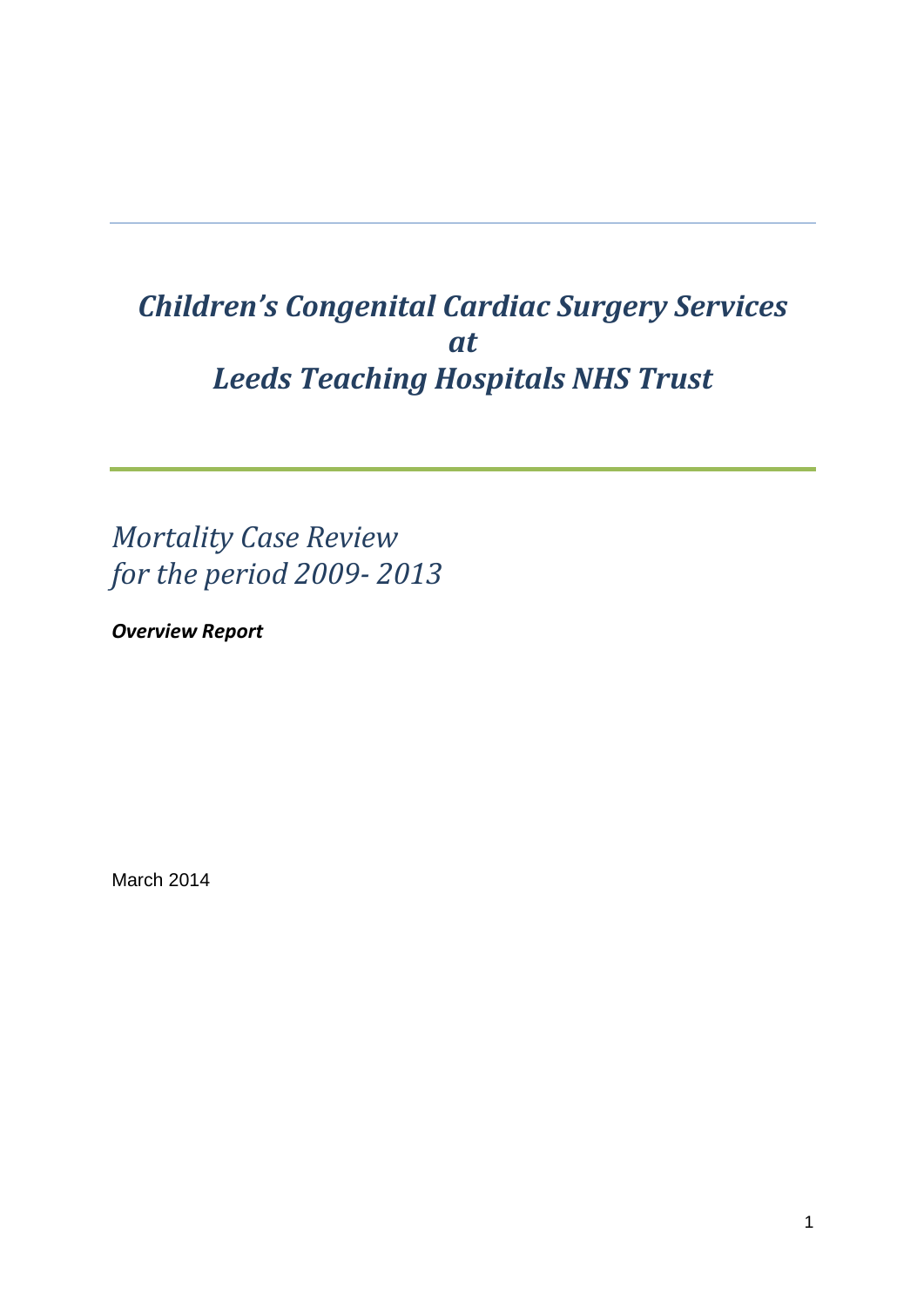# *Children's Congenital Cardiac Surgery Services at Leeds Teaching Hospitals NHS Trust*

## *Mortality Case Review for the period 2009- 2013*

***Overview Report***

March 2014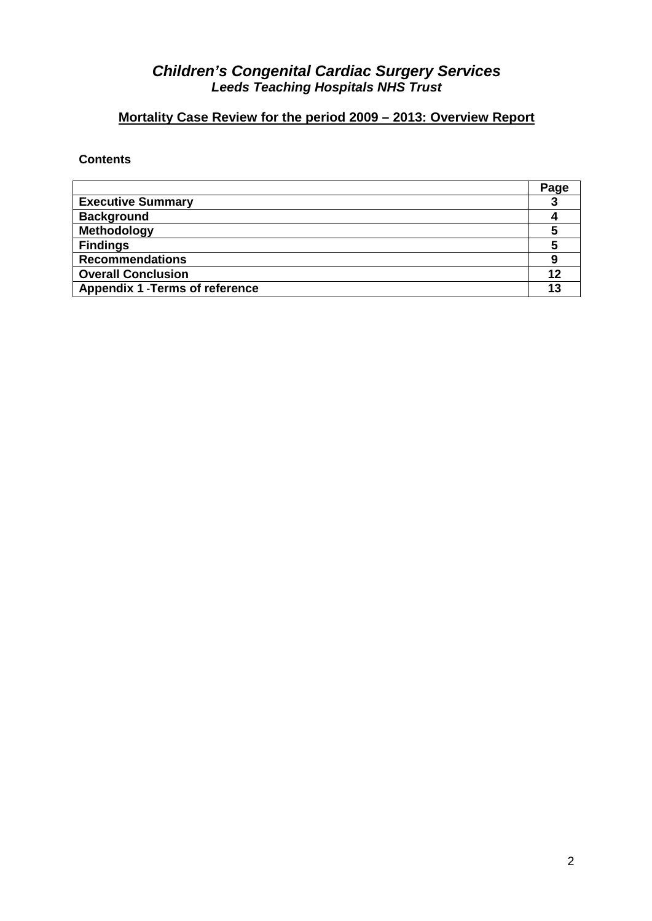# *Children's Congenital Cardiac Surgery Services*

## *Leeds Teaching Hospitals NHS Trust*

### Mortality Case Review for the period 2009 – 2013: Overview Report

**Contents**

| | Page |
|---|---|
| **Executive Summary** | **3** |
| **Background** | **4** |
| **Methodology** | **5** |
| **Findings** | **5** |
| **Recommendations** | **9** |
| **Overall Conclusion** | **12** |
| **Appendix 1 -Terms of reference** | **13** |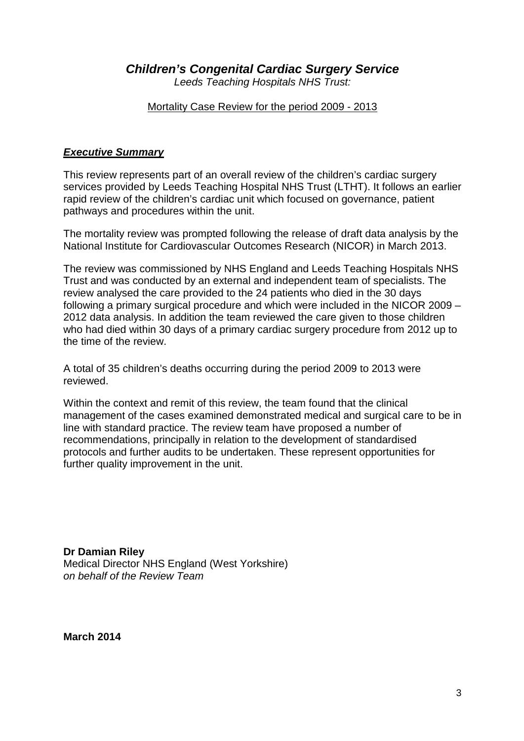# *Children's Congenital Cardiac Surgery Service*

*Leeds Teaching Hospitals NHS Trust:*

Mortality Case Review for the period 2009 - 2013

## ***Executive Summary***

This review represents part of an overall review of the children's cardiac surgery services provided by Leeds Teaching Hospital NHS Trust (LTHT). It follows an earlier rapid review of the children's cardiac unit which focused on governance, patient pathways and procedures within the unit.

The mortality review was prompted following the release of draft data analysis by the National Institute for Cardiovascular Outcomes Research (NICOR) in March 2013.

The review was commissioned by NHS England and Leeds Teaching Hospitals NHS Trust and was conducted by an external and independent team of specialists. The review analysed the care provided to the 24 patients who died in the 30 days following a primary surgical procedure and which were included in the NICOR 2009 – 2012 data analysis. In addition the team reviewed the care given to those children who had died within 30 days of a primary cardiac surgery procedure from 2012 up to the time of the review.

A total of 35 children's deaths occurring during the period 2009 to 2013 were reviewed.

Within the context and remit of this review, the team found that the clinical management of the cases examined demonstrated medical and surgical care to be in line with standard practice. The review team have proposed a number of recommendations, principally in relation to the development of standardised protocols and further audits to be undertaken. These represent opportunities for further quality improvement in the unit.

**Dr Damian Riley**
Medical Director NHS England (West Yorkshire)
*on behalf of the Review Team*

**March 2014**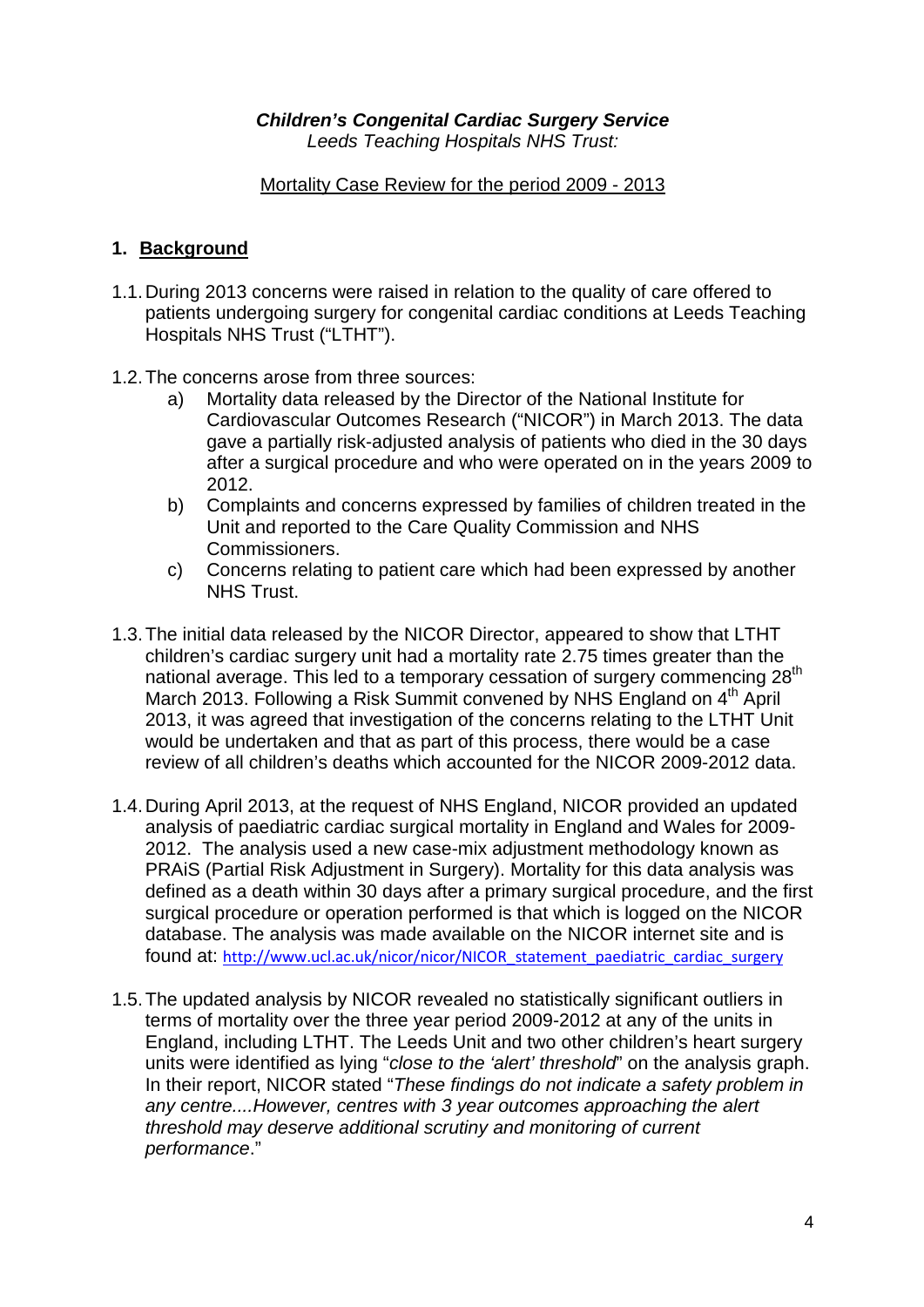***Children's Congenital Cardiac Surgery Service***

*Leeds Teaching Hospitals NHS Trust:*

Mortality Case Review for the period 2009 - 2013

## 1. Background

1.1. During 2013 concerns were raised in relation to the quality of care offered to patients undergoing surgery for congenital cardiac conditions at Leeds Teaching Hospitals NHS Trust ("LTHT").

1.2. The concerns arose from three sources:

a) Mortality data released by the Director of the National Institute for Cardiovascular Outcomes Research ("NICOR") in March 2013. The data gave a partially risk-adjusted analysis of patients who died in the 30 days after a surgical procedure and who were operated on in the years 2009 to 2012.

b) Complaints and concerns expressed by families of children treated in the Unit and reported to the Care Quality Commission and NHS Commissioners.

c) Concerns relating to patient care which had been expressed by another NHS Trust.

1.3. The initial data released by the NICOR Director, appeared to show that LTHT children's cardiac surgery unit had a mortality rate 2.75 times greater than the national average. This led to a temporary cessation of surgery commencing 28th March 2013. Following a Risk Summit convened by NHS England on 4th April 2013, it was agreed that investigation of the concerns relating to the LTHT Unit would be undertaken and that as part of this process, there would be a case review of all children's deaths which accounted for the NICOR 2009-2012 data.

1.4. During April 2013, at the request of NHS England, NICOR provided an updated analysis of paediatric cardiac surgical mortality in England and Wales for 2009-2012. The analysis used a new case-mix adjustment methodology known as PRAiS (Partial Risk Adjustment in Surgery). Mortality for this data analysis was defined as a death within 30 days after a primary surgical procedure, and the first surgical procedure or operation performed is that which is logged on the NICOR database. The analysis was made available on the NICOR internet site and is found at: http://www.ucl.ac.uk/nicor/nicor/NICOR_statement_paediatric_cardiac_surgery

1.5. The updated analysis by NICOR revealed no statistically significant outliers in terms of mortality over the three year period 2009-2012 at any of the units in England, including LTHT. The Leeds Unit and two other children's heart surgery units were identified as lying "*close to the 'alert' threshold*" on the analysis graph. In their report, NICOR stated "*These findings do not indicate a safety problem in any centre....However, centres with 3 year outcomes approaching the alert threshold may deserve additional scrutiny and monitoring of current performance*."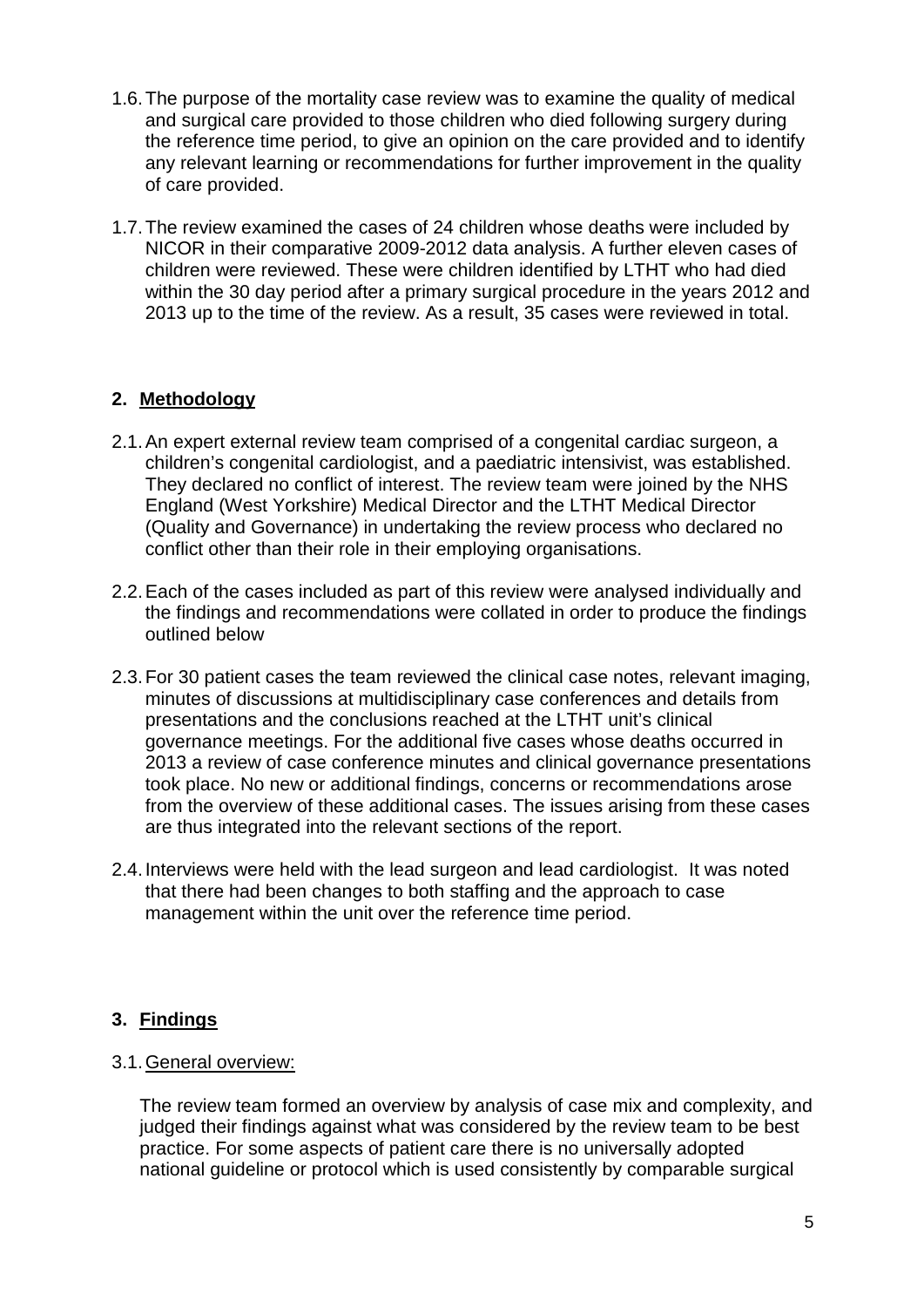1.6. The purpose of the mortality case review was to examine the quality of medical and surgical care provided to those children who died following surgery during the reference time period, to give an opinion on the care provided and to identify any relevant learning or recommendations for further improvement in the quality of care provided.

1.7. The review examined the cases of 24 children whose deaths were included by NICOR in their comparative 2009-2012 data analysis. A further eleven cases of children were reviewed. These were children identified by LTHT who had died within the 30 day period after a primary surgical procedure in the years 2012 and 2013 up to the time of the review. As a result, 35 cases were reviewed in total.

## 2. Methodology

2.1. An expert external review team comprised of a congenital cardiac surgeon, a children's congenital cardiologist, and a paediatric intensivist, was established. They declared no conflict of interest. The review team were joined by the NHS England (West Yorkshire) Medical Director and the LTHT Medical Director (Quality and Governance) in undertaking the review process who declared no conflict other than their role in their employing organisations.

2.2. Each of the cases included as part of this review were analysed individually and the findings and recommendations were collated in order to produce the findings outlined below

2.3. For 30 patient cases the team reviewed the clinical case notes, relevant imaging, minutes of discussions at multidisciplinary case conferences and details from presentations and the conclusions reached at the LTHT unit's clinical governance meetings. For the additional five cases whose deaths occurred in 2013 a review of case conference minutes and clinical governance presentations took place. No new or additional findings, concerns or recommendations arose from the overview of these additional cases. The issues arising from these cases are thus integrated into the relevant sections of the report.

2.4. Interviews were held with the lead surgeon and lead cardiologist. It was noted that there had been changes to both staffing and the approach to case management within the unit over the reference time period.

## 3. Findings

### 3.1. General overview:

The review team formed an overview by analysis of case mix and complexity, and judged their findings against what was considered by the review team to be best practice. For some aspects of patient care there is no universally adopted national guideline or protocol which is used consistently by comparable surgical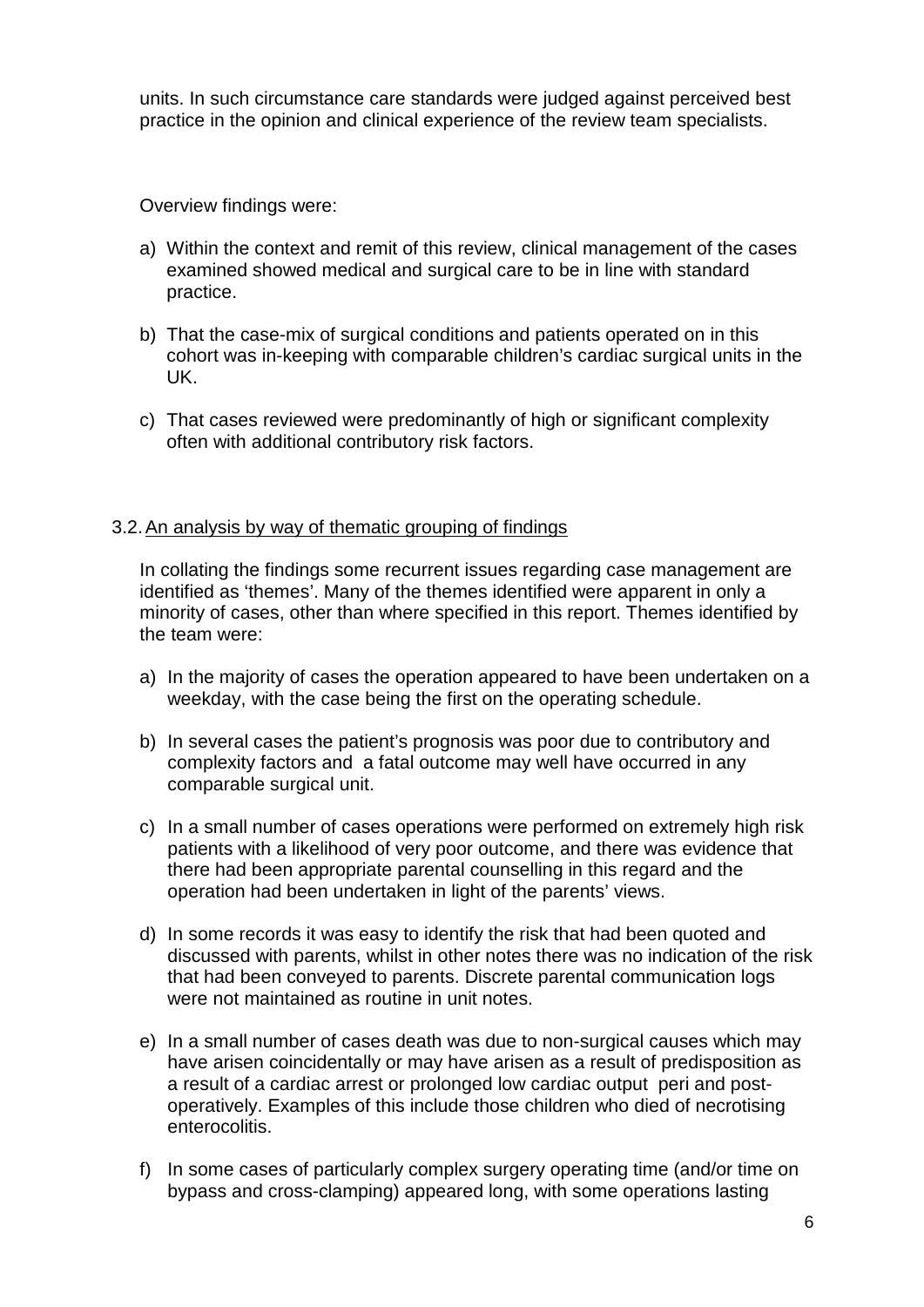units. In such circumstance care standards were judged against perceived best practice in the opinion and clinical experience of the review team specialists.

Overview findings were:

a) Within the context and remit of this review, clinical management of the cases examined showed medical and surgical care to be in line with standard practice.

b) That the case-mix of surgical conditions and patients operated on in this cohort was in-keeping with comparable children's cardiac surgical units in the UK.

c) That cases reviewed were predominantly of high or significant complexity often with additional contributory risk factors.

### 3.2. An analysis by way of thematic grouping of findings

In collating the findings some recurrent issues regarding case management are identified as 'themes'. Many of the themes identified were apparent in only a minority of cases, other than where specified in this report. Themes identified by the team were:

a) In the majority of cases the operation appeared to have been undertaken on a weekday, with the case being the first on the operating schedule.

b) In several cases the patient's prognosis was poor due to contributory and complexity factors and a fatal outcome may well have occurred in any comparable surgical unit.

c) In a small number of cases operations were performed on extremely high risk patients with a likelihood of very poor outcome, and there was evidence that there had been appropriate parental counselling in this regard and the operation had been undertaken in light of the parents' views.

d) In some records it was easy to identify the risk that had been quoted and discussed with parents, whilst in other notes there was no indication of the risk that had been conveyed to parents. Discrete parental communication logs were not maintained as routine in unit notes.

e) In a small number of cases death was due to non-surgical causes which may have arisen coincidentally or may have arisen as a result of predisposition as a result of a cardiac arrest or prolonged low cardiac output peri and post-operatively. Examples of this include those children who died of necrotising enterocolitis.

f) In some cases of particularly complex surgery operating time (and/or time on bypass and cross-clamping) appeared long, with some operations lasting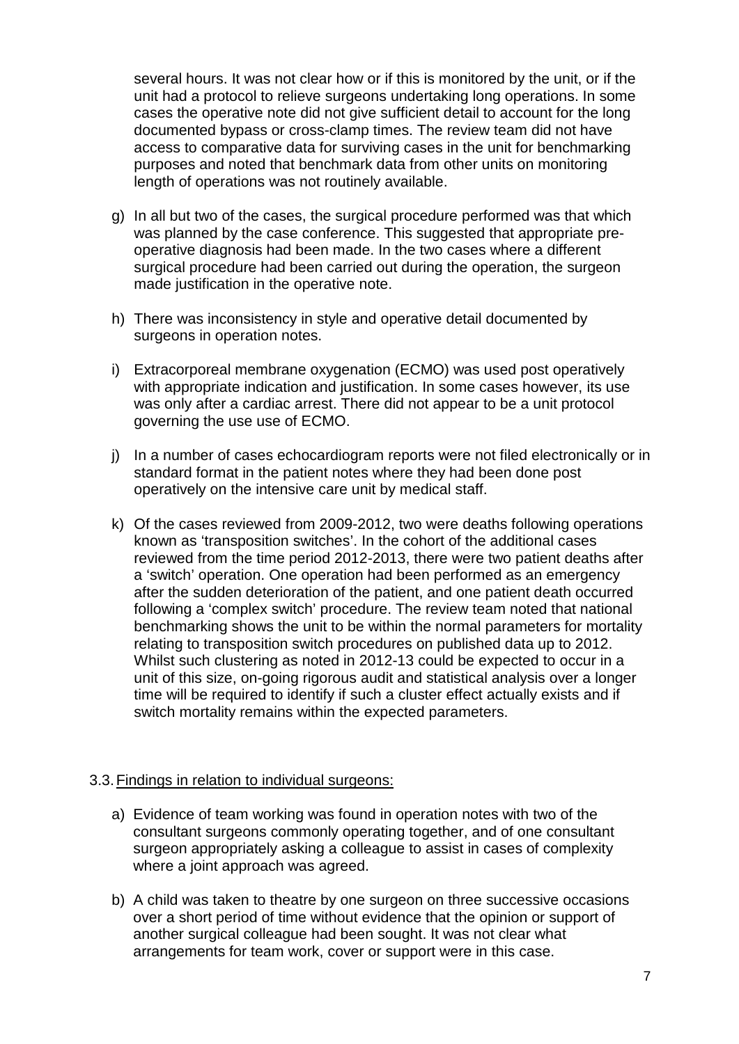several hours. It was not clear how or if this is monitored by the unit, or if the unit had a protocol to relieve surgeons undertaking long operations. In some cases the operative note did not give sufficient detail to account for the long documented bypass or cross-clamp times. The review team did not have access to comparative data for surviving cases in the unit for benchmarking purposes and noted that benchmark data from other units on monitoring length of operations was not routinely available.

g) In all but two of the cases, the surgical procedure performed was that which was planned by the case conference. This suggested that appropriate pre-operative diagnosis had been made. In the two cases where a different surgical procedure had been carried out during the operation, the surgeon made justification in the operative note.

h) There was inconsistency in style and operative detail documented by surgeons in operation notes.

i) Extracorporeal membrane oxygenation (ECMO) was used post operatively with appropriate indication and justification. In some cases however, its use was only after a cardiac arrest. There did not appear to be a unit protocol governing the use use of ECMO.

j) In a number of cases echocardiogram reports were not filed electronically or in standard format in the patient notes where they had been done post operatively on the intensive care unit by medical staff.

k) Of the cases reviewed from 2009-2012, two were deaths following operations known as 'transposition switches'. In the cohort of the additional cases reviewed from the time period 2012-2013, there were two patient deaths after a 'switch' operation. One operation had been performed as an emergency after the sudden deterioration of the patient, and one patient death occurred following a 'complex switch' procedure. The review team noted that national benchmarking shows the unit to be within the normal parameters for mortality relating to transposition switch procedures on published data up to 2012. Whilst such clustering as noted in 2012-13 could be expected to occur in a unit of this size, on-going rigorous audit and statistical analysis over a longer time will be required to identify if such a cluster effect actually exists and if switch mortality remains within the expected parameters.

3.3. Findings in relation to individual surgeons:

a) Evidence of team working was found in operation notes with two of the consultant surgeons commonly operating together, and of one consultant surgeon appropriately asking a colleague to assist in cases of complexity where a joint approach was agreed.

b) A child was taken to theatre by one surgeon on three successive occasions over a short period of time without evidence that the opinion or support of another surgical colleague had been sought. It was not clear what arrangements for team work, cover or support were in this case.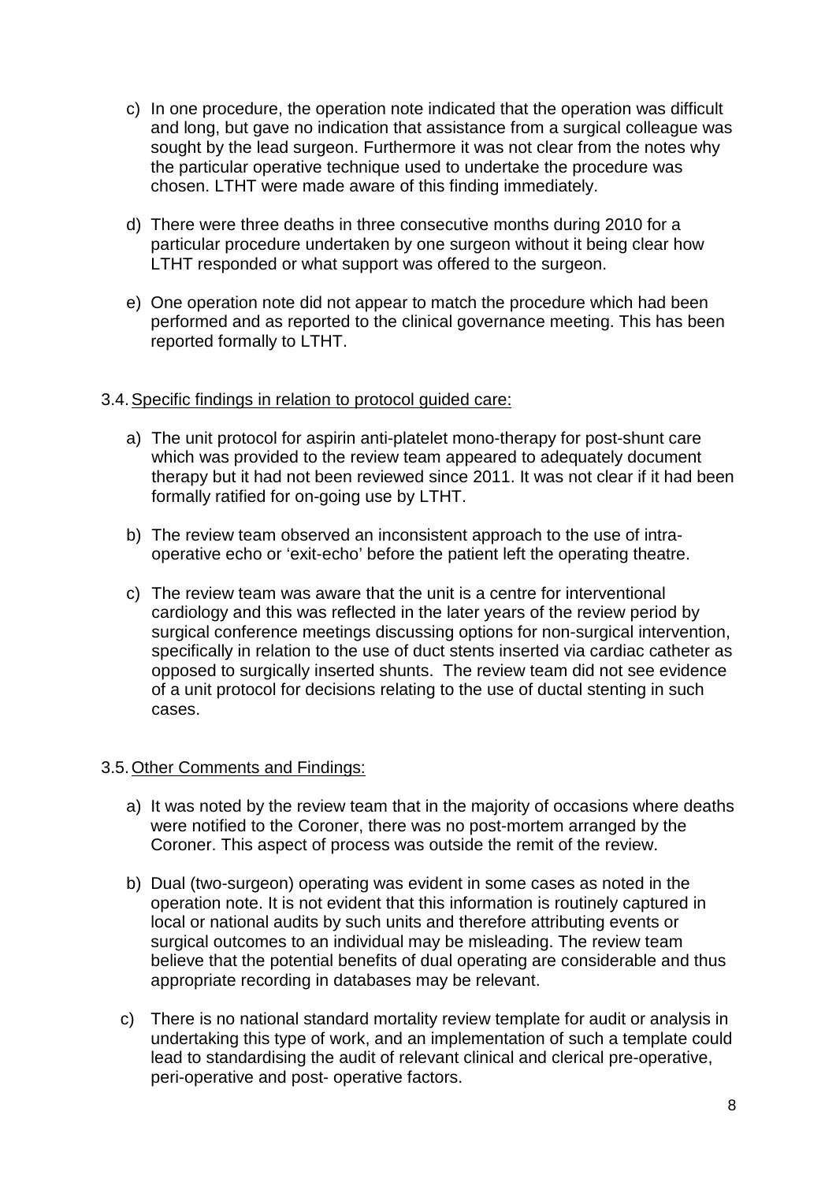c) In one procedure, the operation note indicated that the operation was difficult and long, but gave no indication that assistance from a surgical colleague was sought by the lead surgeon. Furthermore it was not clear from the notes why the particular operative technique used to undertake the procedure was chosen. LTHT were made aware of this finding immediately.

d) There were three deaths in three consecutive months during 2010 for a particular procedure undertaken by one surgeon without it being clear how LTHT responded or what support was offered to the surgeon.

e) One operation note did not appear to match the procedure which had been performed and as reported to the clinical governance meeting. This has been reported formally to LTHT.

3.4. Specific findings in relation to protocol guided care:

a) The unit protocol for aspirin anti-platelet mono-therapy for post-shunt care which was provided to the review team appeared to adequately document therapy but it had not been reviewed since 2011. It was not clear if it had been formally ratified for on-going use by LTHT.

b) The review team observed an inconsistent approach to the use of intra-operative echo or 'exit-echo' before the patient left the operating theatre.

c) The review team was aware that the unit is a centre for interventional cardiology and this was reflected in the later years of the review period by surgical conference meetings discussing options for non-surgical intervention, specifically in relation to the use of duct stents inserted via cardiac catheter as opposed to surgically inserted shunts. The review team did not see evidence of a unit protocol for decisions relating to the use of ductal stenting in such cases.

3.5. Other Comments and Findings:

a) It was noted by the review team that in the majority of occasions where deaths were notified to the Coroner, there was no post-mortem arranged by the Coroner. This aspect of process was outside the remit of the review.

b) Dual (two-surgeon) operating was evident in some cases as noted in the operation note. It is not evident that this information is routinely captured in local or national audits by such units and therefore attributing events or surgical outcomes to an individual may be misleading. The review team believe that the potential benefits of dual operating are considerable and thus appropriate recording in databases may be relevant.

c) There is no national standard mortality review template for audit or analysis in undertaking this type of work, and an implementation of such a template could lead to standardising the audit of relevant clinical and clerical pre-operative, peri-operative and post- operative factors.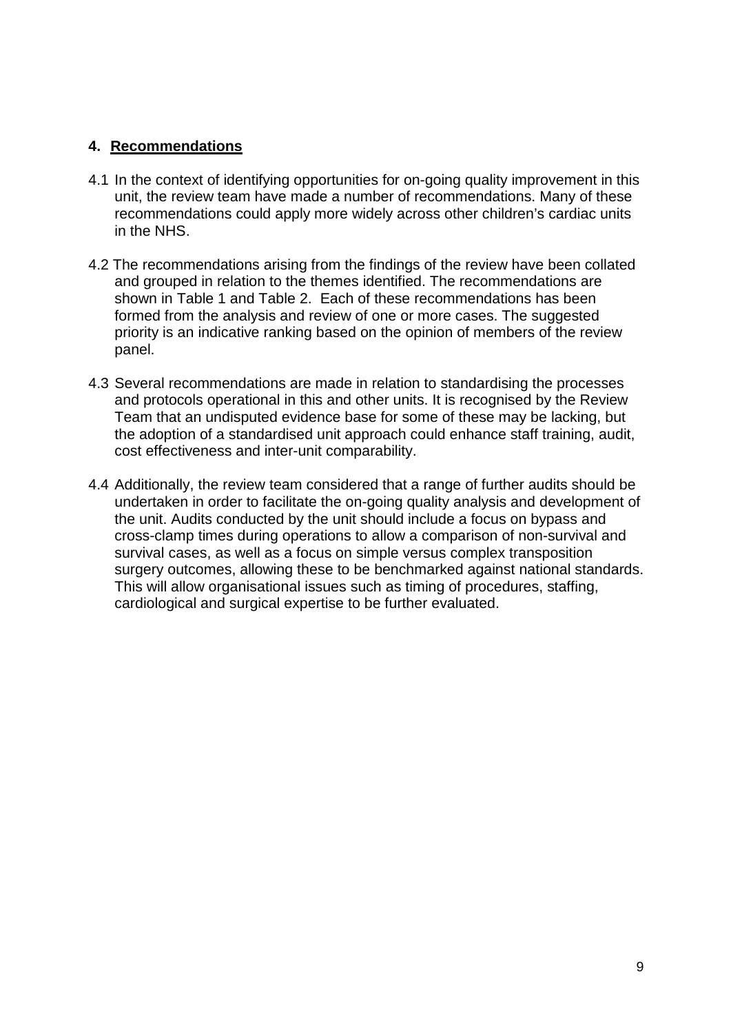## 4. Recommendations

4.1 In the context of identifying opportunities for on-going quality improvement in this unit, the review team have made a number of recommendations. Many of these recommendations could apply more widely across other children's cardiac units in the NHS.

4.2 The recommendations arising from the findings of the review have been collated and grouped in relation to the themes identified. The recommendations are shown in Table 1 and Table 2. Each of these recommendations has been formed from the analysis and review of one or more cases. The suggested priority is an indicative ranking based on the opinion of members of the review panel.

4.3 Several recommendations are made in relation to standardising the processes and protocols operational in this and other units. It is recognised by the Review Team that an undisputed evidence base for some of these may be lacking, but the adoption of a standardised unit approach could enhance staff training, audit, cost effectiveness and inter-unit comparability.

4.4 Additionally, the review team considered that a range of further audits should be undertaken in order to facilitate the on-going quality analysis and development of the unit. Audits conducted by the unit should include a focus on bypass and cross-clamp times during operations to allow a comparison of non-survival and survival cases, as well as a focus on simple versus complex transposition surgery outcomes, allowing these to be benchmarked against national standards. This will allow organisational issues such as timing of procedures, staffing, cardiological and surgical expertise to be further evaluated.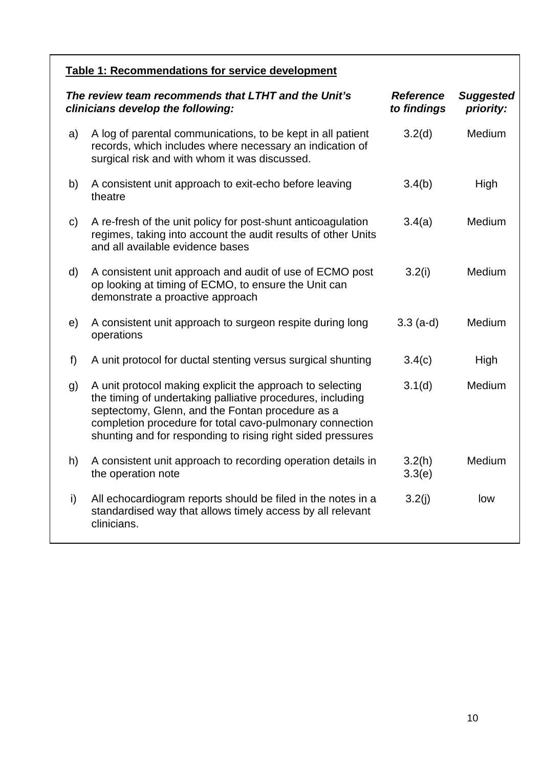**Table 1: Recommendations for service development**

| | ***The review team recommends that LTHT and the Unit's clinicians develop the following:*** | ***Reference to findings*** | ***Suggested priority:*** |
|---|---|---|---|
| a) | A log of parental communications, to be kept in all patient records, which includes where necessary an indication of surgical risk and with whom it was discussed. | 3.2(d) | Medium |
| b) | A consistent unit approach to exit-echo before leaving theatre | 3.4(b) | High |
| c) | A re-fresh of the unit policy for post-shunt anticoagulation regimes, taking into account the audit results of other Units and all available evidence bases | 3.4(a) | Medium |
| d) | A consistent unit approach and audit of use of ECMO post op looking at timing of ECMO, to ensure the Unit can demonstrate a proactive approach | 3.2(i) | Medium |
| e) | A consistent unit approach to surgeon respite during long operations | 3.3 (a-d) | Medium |
| f) | A unit protocol for ductal stenting versus surgical shunting | 3.4(c) | High |
| g) | A unit protocol making explicit the approach to selecting the timing of undertaking palliative procedures, including septectomy, Glenn, and the Fontan procedure as a completion procedure for total cavo-pulmonary connection shunting and for responding to rising right sided pressures | 3.1(d) | Medium |
| h) | A consistent unit approach to recording operation details in the operation note | 3.2(h) 3.3(e) | Medium |
| i) | All echocardiogram reports should be filed in the notes in a standardised way that allows timely access by all relevant clinicians. | 3.2(j) | low |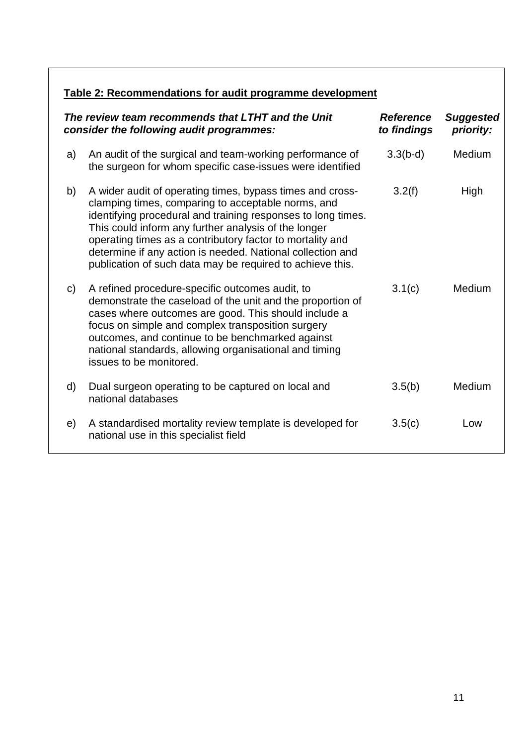**Table 2: Recommendations for audit programme development**

| | ***The review team recommends that LTHT and the Unit consider the following audit programmes:*** | ***Reference to findings*** | ***Suggested priority:*** |
|---|---|---|---|
| a) | An audit of the surgical and team-working performance of the surgeon for whom specific case-issues were identified | 3.3(b-d) | Medium |
| b) | A wider audit of operating times, bypass times and cross-clamping times, comparing to acceptable norms, and identifying procedural and training responses to long times. This could inform any further analysis of the longer operating times as a contributory factor to mortality and determine if any action is needed. National collection and publication of such data may be required to achieve this. | 3.2(f) | High |
| c) | A refined procedure-specific outcomes audit, to demonstrate the caseload of the unit and the proportion of cases where outcomes are good. This should include a focus on simple and complex transposition surgery outcomes, and continue to be benchmarked against national standards, allowing organisational and timing issues to be monitored. | 3.1(c) | Medium |
| d) | Dual surgeon operating to be captured on local and national databases | 3.5(b) | Medium |
| e) | A standardised mortality review template is developed for national use in this specialist field | 3.5(c) | Low |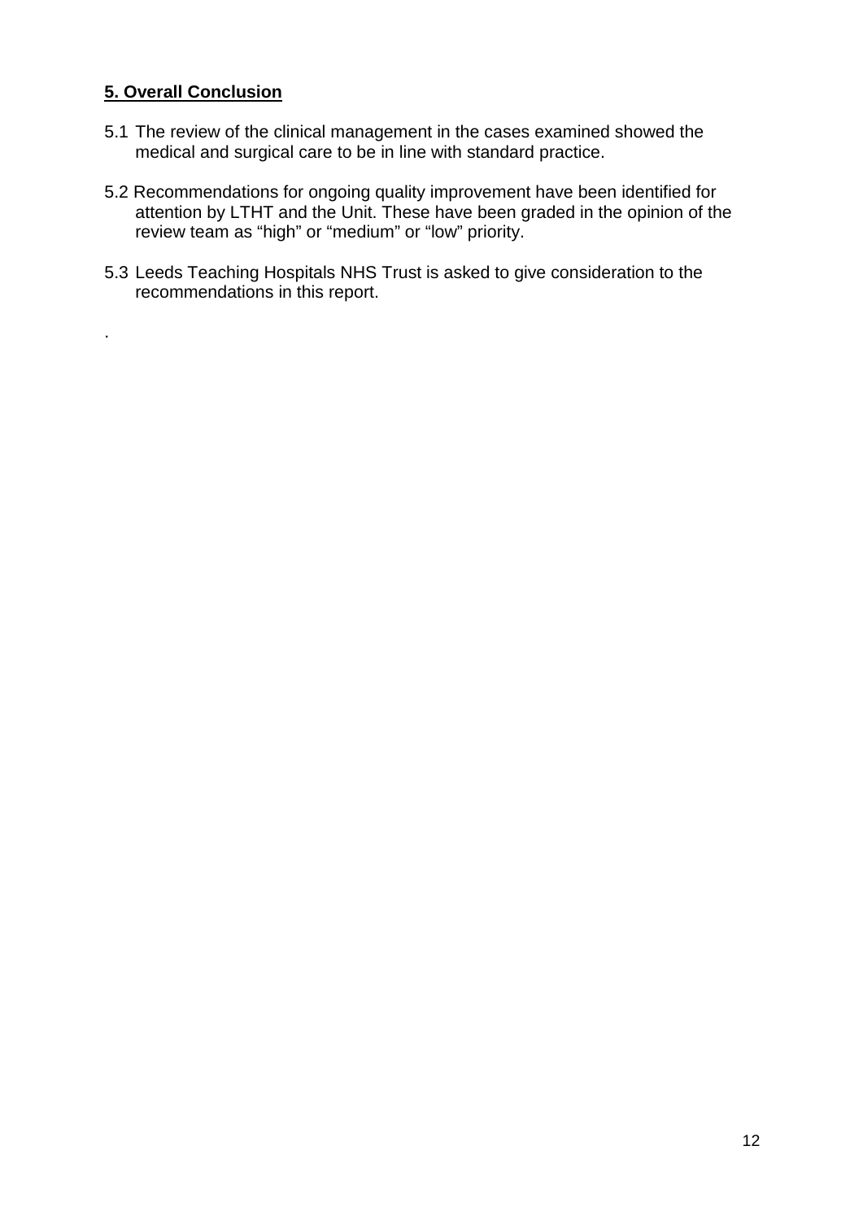## 5. Overall Conclusion

5.1 The review of the clinical management in the cases examined showed the medical and surgical care to be in line with standard practice.

5.2 Recommendations for ongoing quality improvement have been identified for attention by LTHT and the Unit. These have been graded in the opinion of the review team as "high" or "medium" or "low" priority.

5.3 Leeds Teaching Hospitals NHS Trust is asked to give consideration to the recommendations in this report.

.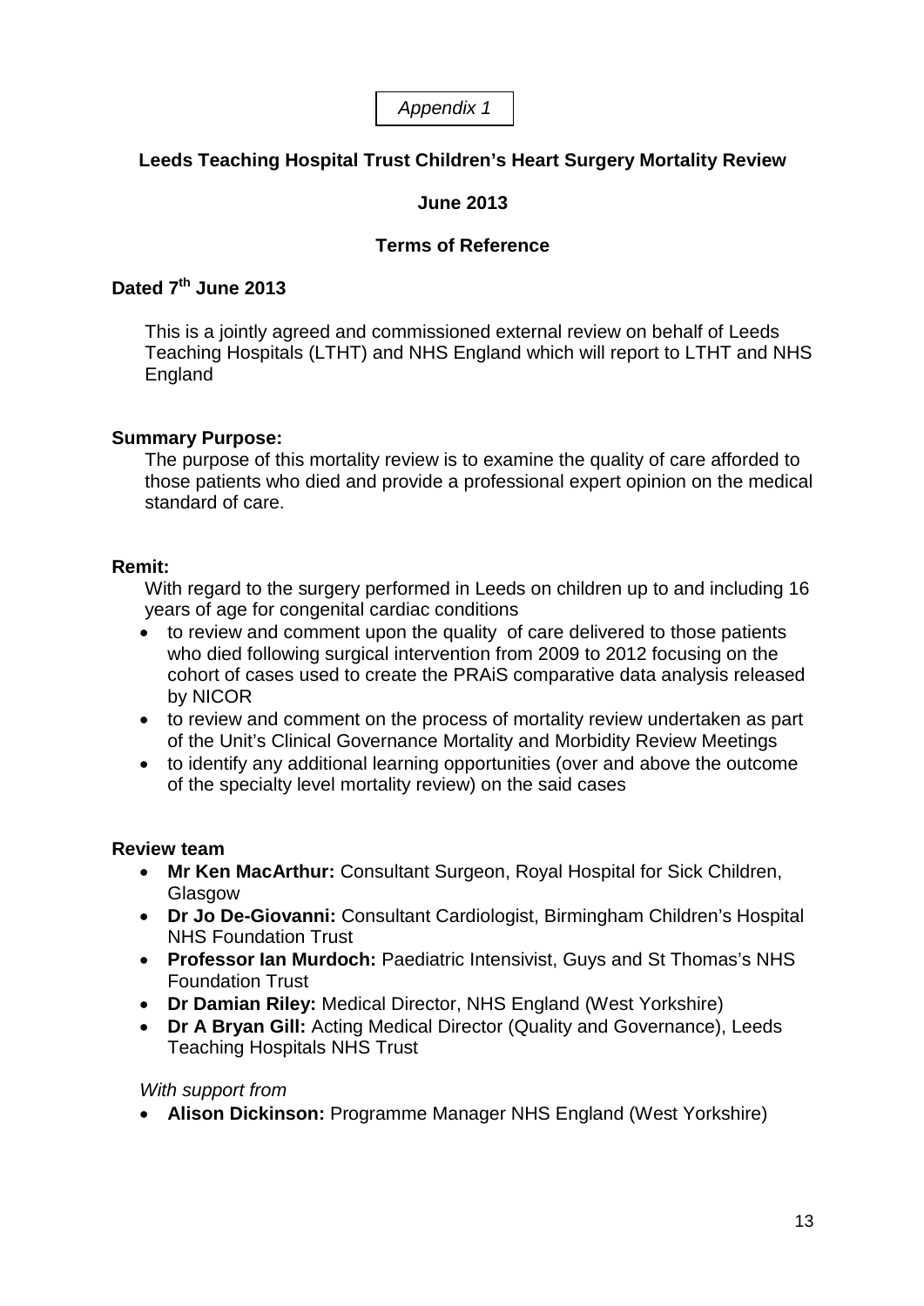*Appendix 1*

**Leeds Teaching Hospital Trust Children's Heart Surgery Mortality Review**

**June 2013**

**Terms of Reference**

**Dated 7th June 2013**

This is a jointly agreed and commissioned external review on behalf of Leeds Teaching Hospitals (LTHT) and NHS England which will report to LTHT and NHS England

**Summary Purpose:**

The purpose of this mortality review is to examine the quality of care afforded to those patients who died and provide a professional expert opinion on the medical standard of care.

**Remit:**

With regard to the surgery performed in Leeds on children up to and including 16 years of age for congenital cardiac conditions

- to review and comment upon the quality of care delivered to those patients who died following surgical intervention from 2009 to 2012 focusing on the cohort of cases used to create the PRAiS comparative data analysis released by NICOR
- to review and comment on the process of mortality review undertaken as part of the Unit's Clinical Governance Mortality and Morbidity Review Meetings
- to identify any additional learning opportunities (over and above the outcome of the specialty level mortality review) on the said cases

**Review team**

- **Mr Ken MacArthur:** Consultant Surgeon, Royal Hospital for Sick Children, Glasgow
- **Dr Jo De-Giovanni:** Consultant Cardiologist, Birmingham Children's Hospital NHS Foundation Trust
- **Professor Ian Murdoch:** Paediatric Intensivist, Guys and St Thomas's NHS Foundation Trust
- **Dr Damian Riley:** Medical Director, NHS England (West Yorkshire)
- **Dr A Bryan Gill:** Acting Medical Director (Quality and Governance), Leeds Teaching Hospitals NHS Trust

*With support from*

- **Alison Dickinson:** Programme Manager NHS England (West Yorkshire)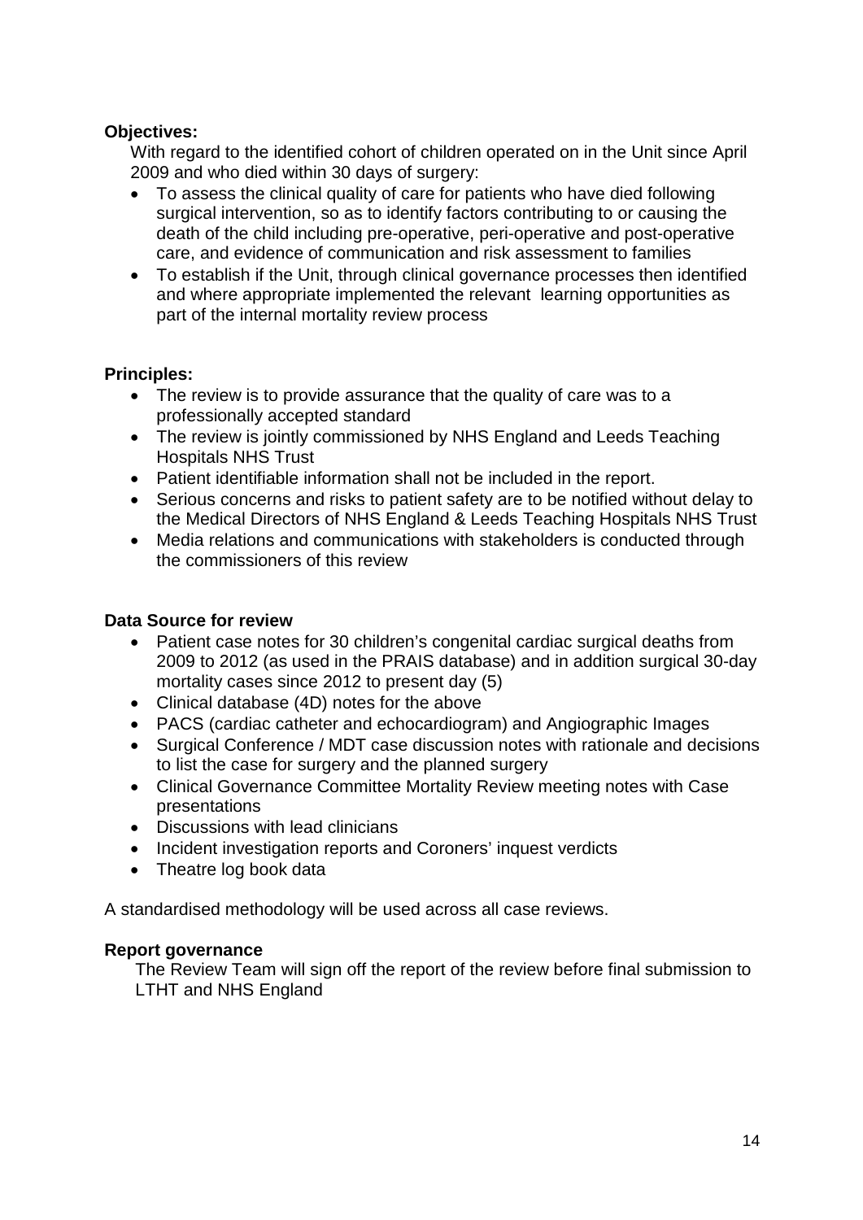**Objectives:**

With regard to the identified cohort of children operated on in the Unit since April 2009 and who died within 30 days of surgery:

- To assess the clinical quality of care for patients who have died following surgical intervention, so as to identify factors contributing to or causing the death of the child including pre-operative, peri-operative and post-operative care, and evidence of communication and risk assessment to families
- To establish if the Unit, through clinical governance processes then identified and where appropriate implemented the relevant learning opportunities as part of the internal mortality review process

**Principles:**

- The review is to provide assurance that the quality of care was to a professionally accepted standard
- The review is jointly commissioned by NHS England and Leeds Teaching Hospitals NHS Trust
- Patient identifiable information shall not be included in the report.
- Serious concerns and risks to patient safety are to be notified without delay to the Medical Directors of NHS England & Leeds Teaching Hospitals NHS Trust
- Media relations and communications with stakeholders is conducted through the commissioners of this review

**Data Source for review**

- Patient case notes for 30 children's congenital cardiac surgical deaths from 2009 to 2012 (as used in the PRAIS database) and in addition surgical 30-day mortality cases since 2012 to present day (5)
- Clinical database (4D) notes for the above
- PACS (cardiac catheter and echocardiogram) and Angiographic Images
- Surgical Conference / MDT case discussion notes with rationale and decisions to list the case for surgery and the planned surgery
- Clinical Governance Committee Mortality Review meeting notes with Case presentations
- Discussions with lead clinicians
- Incident investigation reports and Coroners' inquest verdicts
- Theatre log book data

A standardised methodology will be used across all case reviews.

**Report governance**

The Review Team will sign off the report of the review before final submission to LTHT and NHS England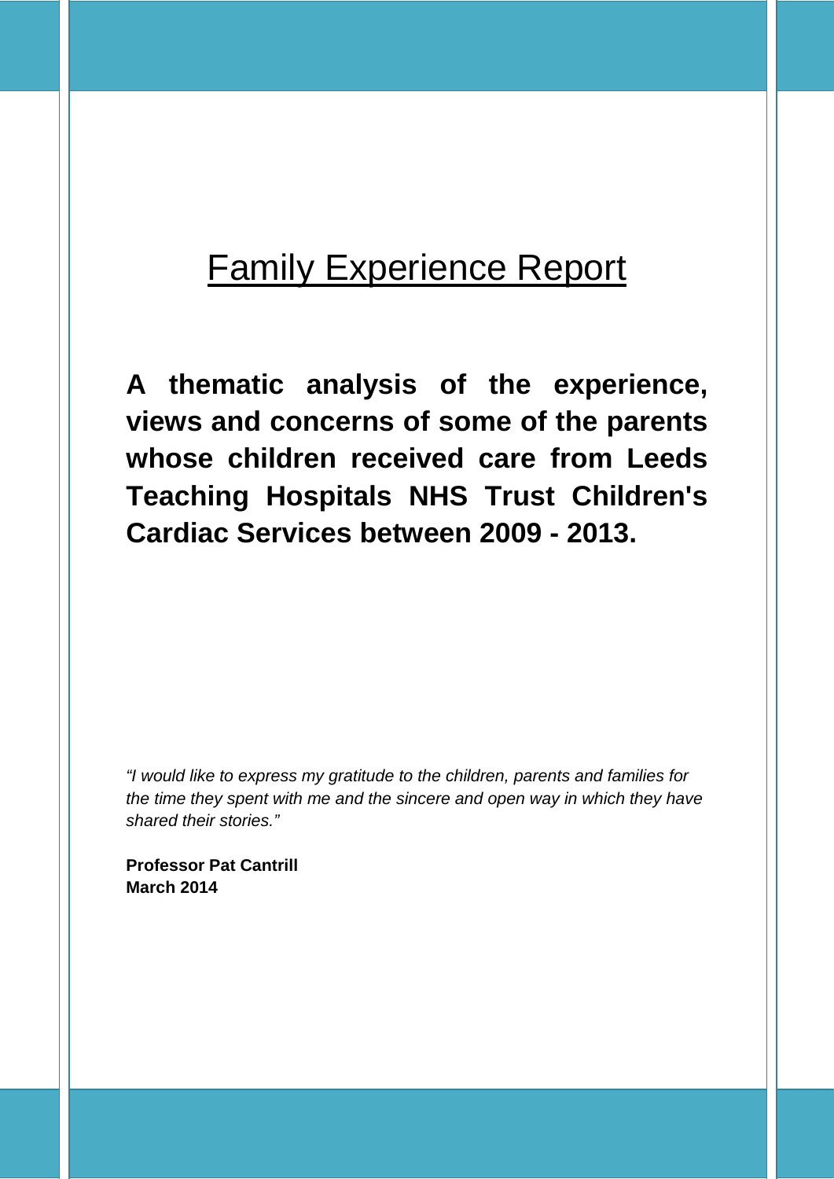# Family Experience Report

**A thematic analysis of the experience, views and concerns of some of the parents whose children received care from Leeds Teaching Hospitals NHS Trust Children's Cardiac Services between 2009 - 2013.**

*"I would like to express my gratitude to the children, parents and families for the time they spent with me and the sincere and open way in which they have shared their stories."*

**Professor Pat Cantrill**
**March 2014**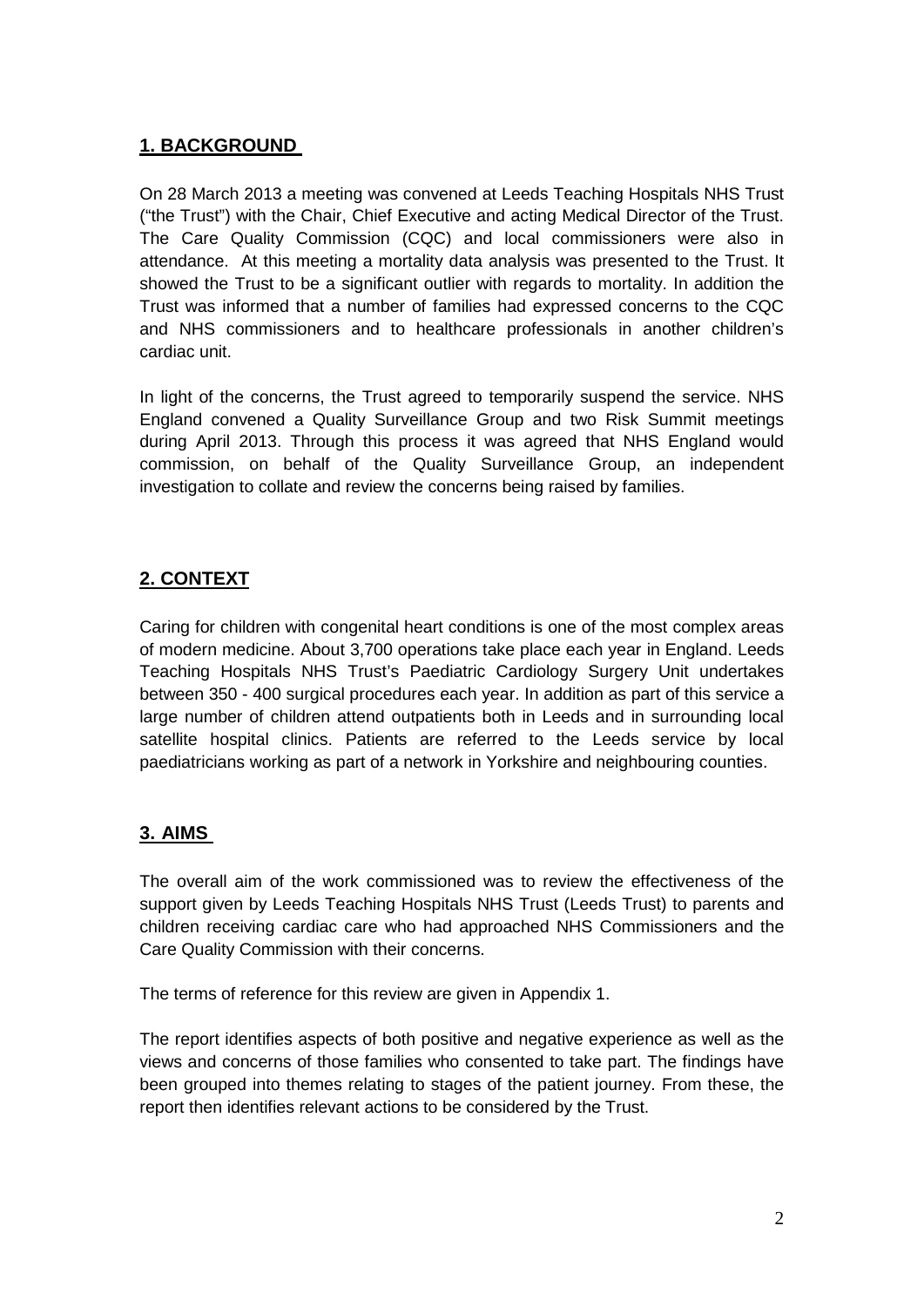## 1. BACKGROUND

On 28 March 2013 a meeting was convened at Leeds Teaching Hospitals NHS Trust ("the Trust") with the Chair, Chief Executive and acting Medical Director of the Trust. The Care Quality Commission (CQC) and local commissioners were also in attendance. At this meeting a mortality data analysis was presented to the Trust. It showed the Trust to be a significant outlier with regards to mortality. In addition the Trust was informed that a number of families had expressed concerns to the CQC and NHS commissioners and to healthcare professionals in another children's cardiac unit.

In light of the concerns, the Trust agreed to temporarily suspend the service. NHS England convened a Quality Surveillance Group and two Risk Summit meetings during April 2013. Through this process it was agreed that NHS England would commission, on behalf of the Quality Surveillance Group, an independent investigation to collate and review the concerns being raised by families.

## 2. CONTEXT

Caring for children with congenital heart conditions is one of the most complex areas of modern medicine. About 3,700 operations take place each year in England. Leeds Teaching Hospitals NHS Trust's Paediatric Cardiology Surgery Unit undertakes between 350 - 400 surgical procedures each year. In addition as part of this service a large number of children attend outpatients both in Leeds and in surrounding local satellite hospital clinics. Patients are referred to the Leeds service by local paediatricians working as part of a network in Yorkshire and neighbouring counties.

## 3. AIMS

The overall aim of the work commissioned was to review the effectiveness of the support given by Leeds Teaching Hospitals NHS Trust (Leeds Trust) to parents and children receiving cardiac care who had approached NHS Commissioners and the Care Quality Commission with their concerns.

The terms of reference for this review are given in Appendix 1.

The report identifies aspects of both positive and negative experience as well as the views and concerns of those families who consented to take part. The findings have been grouped into themes relating to stages of the patient journey. From these, the report then identifies relevant actions to be considered by the Trust.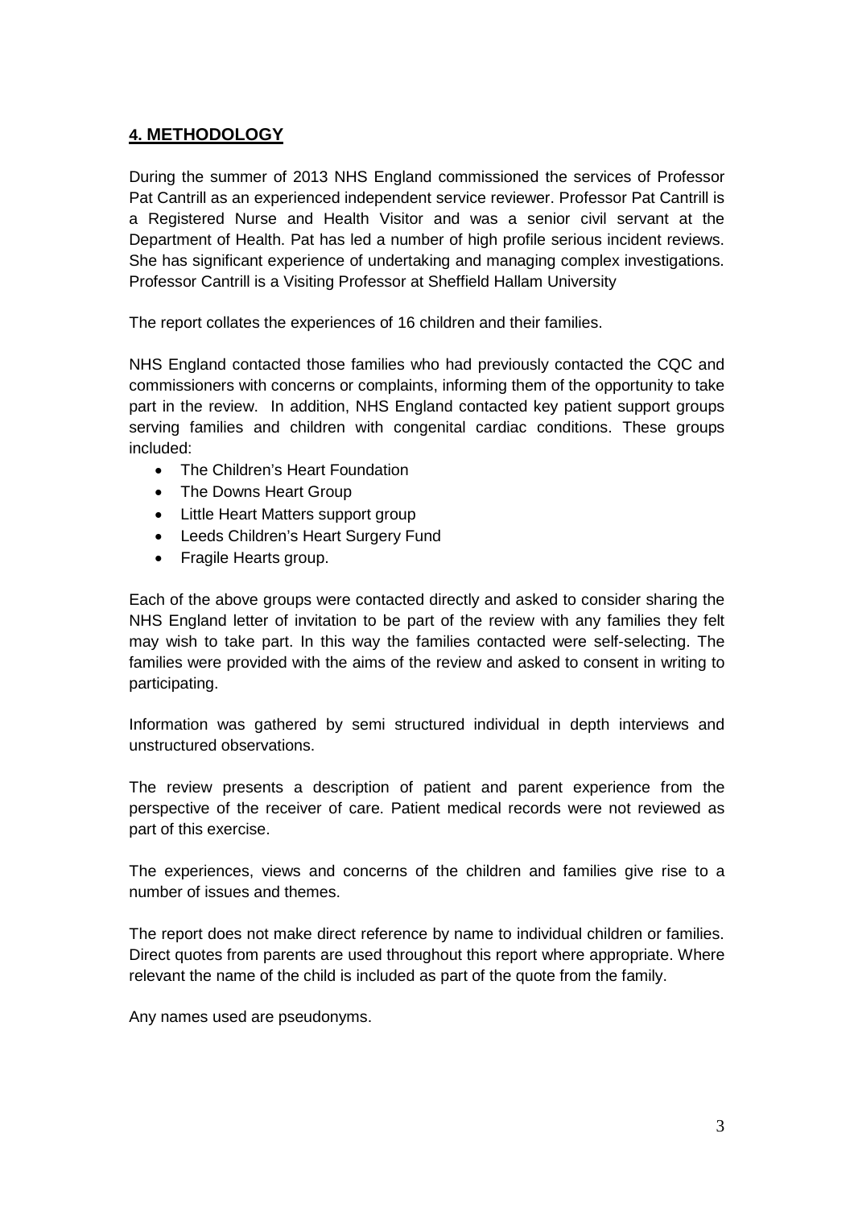## **4. METHODOLOGY**

During the summer of 2013 NHS England commissioned the services of Professor Pat Cantrill as an experienced independent service reviewer. Professor Pat Cantrill is a Registered Nurse and Health Visitor and was a senior civil servant at the Department of Health. Pat has led a number of high profile serious incident reviews. She has significant experience of undertaking and managing complex investigations. Professor Cantrill is a Visiting Professor at Sheffield Hallam University

The report collates the experiences of 16 children and their families.

NHS England contacted those families who had previously contacted the CQC and commissioners with concerns or complaints, informing them of the opportunity to take part in the review. In addition, NHS England contacted key patient support groups serving families and children with congenital cardiac conditions. These groups included:

- The Children's Heart Foundation
- The Downs Heart Group
- Little Heart Matters support group
- Leeds Children's Heart Surgery Fund
- Fragile Hearts group.

Each of the above groups were contacted directly and asked to consider sharing the NHS England letter of invitation to be part of the review with any families they felt may wish to take part. In this way the families contacted were self-selecting. The families were provided with the aims of the review and asked to consent in writing to participating.

Information was gathered by semi structured individual in depth interviews and unstructured observations.

The review presents a description of patient and parent experience from the perspective of the receiver of care. Patient medical records were not reviewed as part of this exercise.

The experiences, views and concerns of the children and families give rise to a number of issues and themes.

The report does not make direct reference by name to individual children or families. Direct quotes from parents are used throughout this report where appropriate. Where relevant the name of the child is included as part of the quote from the family.

Any names used are pseudonyms.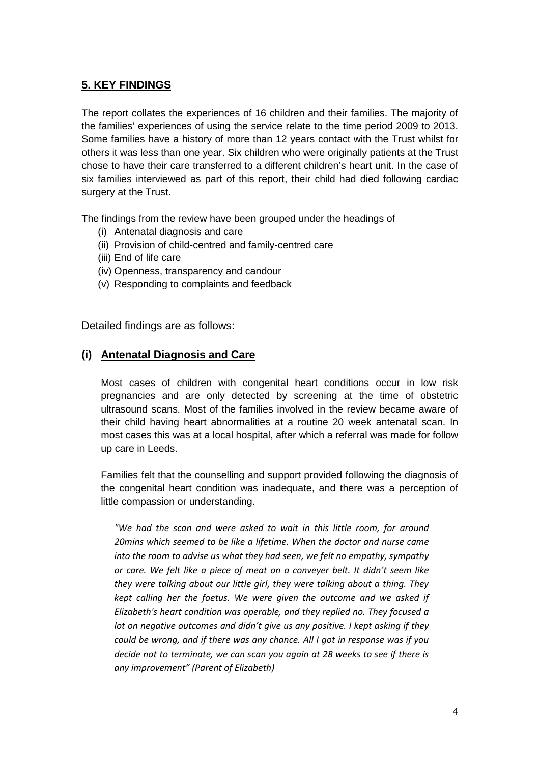## 5. KEY FINDINGS

The report collates the experiences of 16 children and their families. The majority of the families' experiences of using the service relate to the time period 2009 to 2013. Some families have a history of more than 12 years contact with the Trust whilst for others it was less than one year. Six children who were originally patients at the Trust chose to have their care transferred to a different children's heart unit. In the case of six families interviewed as part of this report, their child had died following cardiac surgery at the Trust.

The findings from the review have been grouped under the headings of

- (i) Antenatal diagnosis and care
- (ii) Provision of child-centred and family-centred care
- (iii) End of life care
- (iv) Openness, transparency and candour
- (v) Responding to complaints and feedback

Detailed findings are as follows:

### (i) Antenatal Diagnosis and Care

Most cases of children with congenital heart conditions occur in low risk pregnancies and are only detected by screening at the time of obstetric ultrasound scans. Most of the families involved in the review became aware of their child having heart abnormalities at a routine 20 week antenatal scan. In most cases this was at a local hospital, after which a referral was made for follow up care in Leeds.

Families felt that the counselling and support provided following the diagnosis of the congenital heart condition was inadequate, and there was a perception of little compassion or understanding.

*"We had the scan and were asked to wait in this little room, for around 20mins which seemed to be like a lifetime. When the doctor and nurse came into the room to advise us what they had seen, we felt no empathy, sympathy or care. We felt like a piece of meat on a conveyer belt. It didn't seem like they were talking about our little girl, they were talking about a thing. They kept calling her the foetus. We were given the outcome and we asked if Elizabeth's heart condition was operable, and they replied no. They focused a lot on negative outcomes and didn't give us any positive. I kept asking if they could be wrong, and if there was any chance. All I got in response was if you decide not to terminate, we can scan you again at 28 weeks to see if there is any improvement" (Parent of Elizabeth)*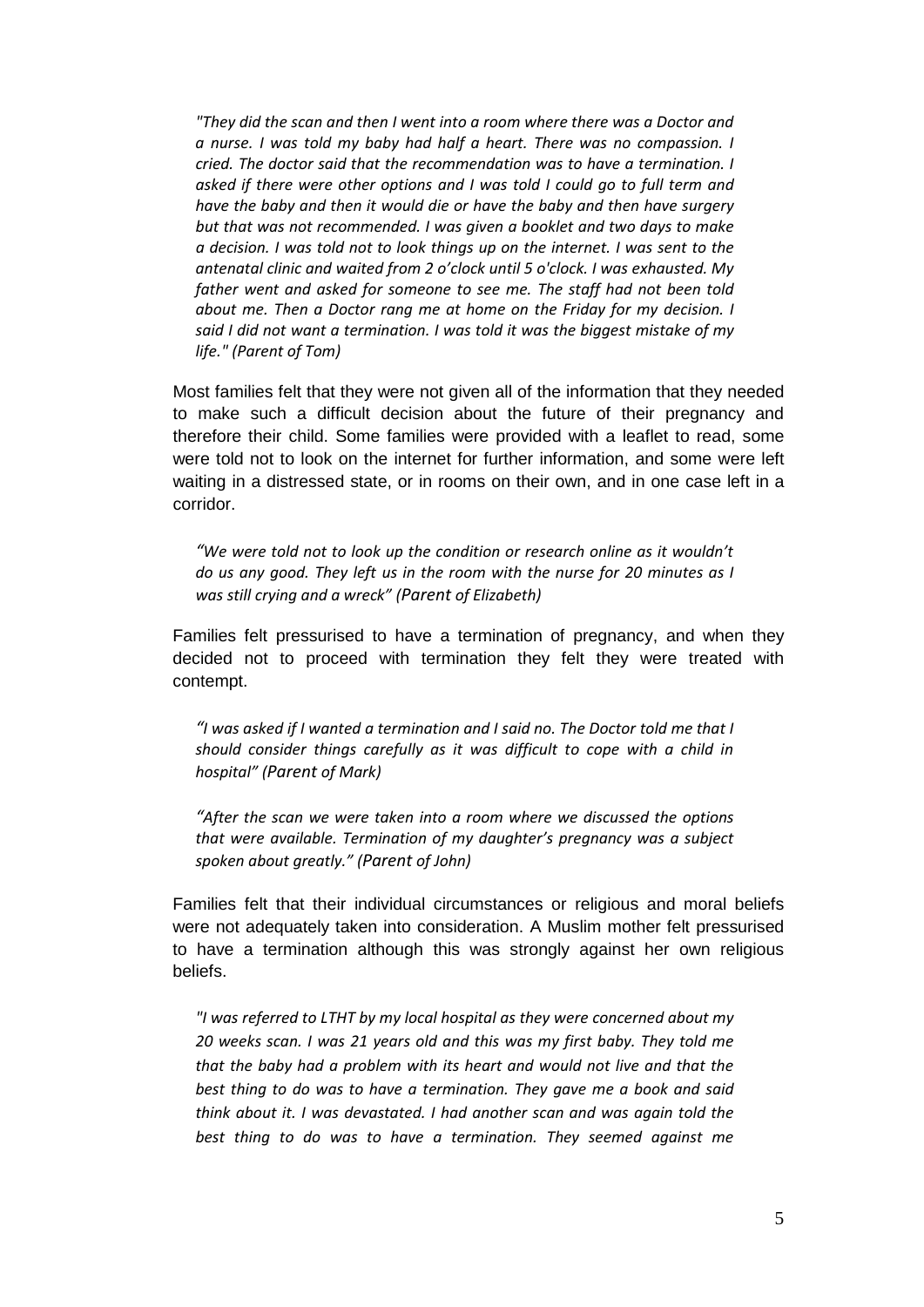*"They did the scan and then I went into a room where there was a Doctor and a nurse. I was told my baby had half a heart. There was no compassion. I cried. The doctor said that the recommendation was to have a termination. I asked if there were other options and I was told I could go to full term and have the baby and then it would die or have the baby and then have surgery but that was not recommended. I was given a booklet and two days to make a decision. I was told not to look things up on the internet. I was sent to the antenatal clinic and waited from 2 o'clock until 5 o'clock. I was exhausted. My father went and asked for someone to see me. The staff had not been told about me. Then a Doctor rang me at home on the Friday for my decision. I said I did not want a termination. I was told it was the biggest mistake of my life." (Parent of Tom)*

Most families felt that they were not given all of the information that they needed to make such a difficult decision about the future of their pregnancy and therefore their child. Some families were provided with a leaflet to read, some were told not to look on the internet for further information, and some were left waiting in a distressed state, or in rooms on their own, and in one case left in a corridor.

*"We were told not to look up the condition or research online as it wouldn't do us any good. They left us in the room with the nurse for 20 minutes as I was still crying and a wreck" (Parent of Elizabeth)*

Families felt pressurised to have a termination of pregnancy, and when they decided not to proceed with termination they felt they were treated with contempt.

*"I was asked if I wanted a termination and I said no. The Doctor told me that I should consider things carefully as it was difficult to cope with a child in hospital" (Parent of Mark)*

*"After the scan we were taken into a room where we discussed the options that were available. Termination of my daughter's pregnancy was a subject spoken about greatly." (Parent of John)*

Families felt that their individual circumstances or religious and moral beliefs were not adequately taken into consideration. A Muslim mother felt pressurised to have a termination although this was strongly against her own religious beliefs.

*"I was referred to LTHT by my local hospital as they were concerned about my 20 weeks scan. I was 21 years old and this was my first baby. They told me that the baby had a problem with its heart and would not live and that the best thing to do was to have a termination. They gave me a book and said think about it. I was devastated. I had another scan and was again told the best thing to do was to have a termination. They seemed against me*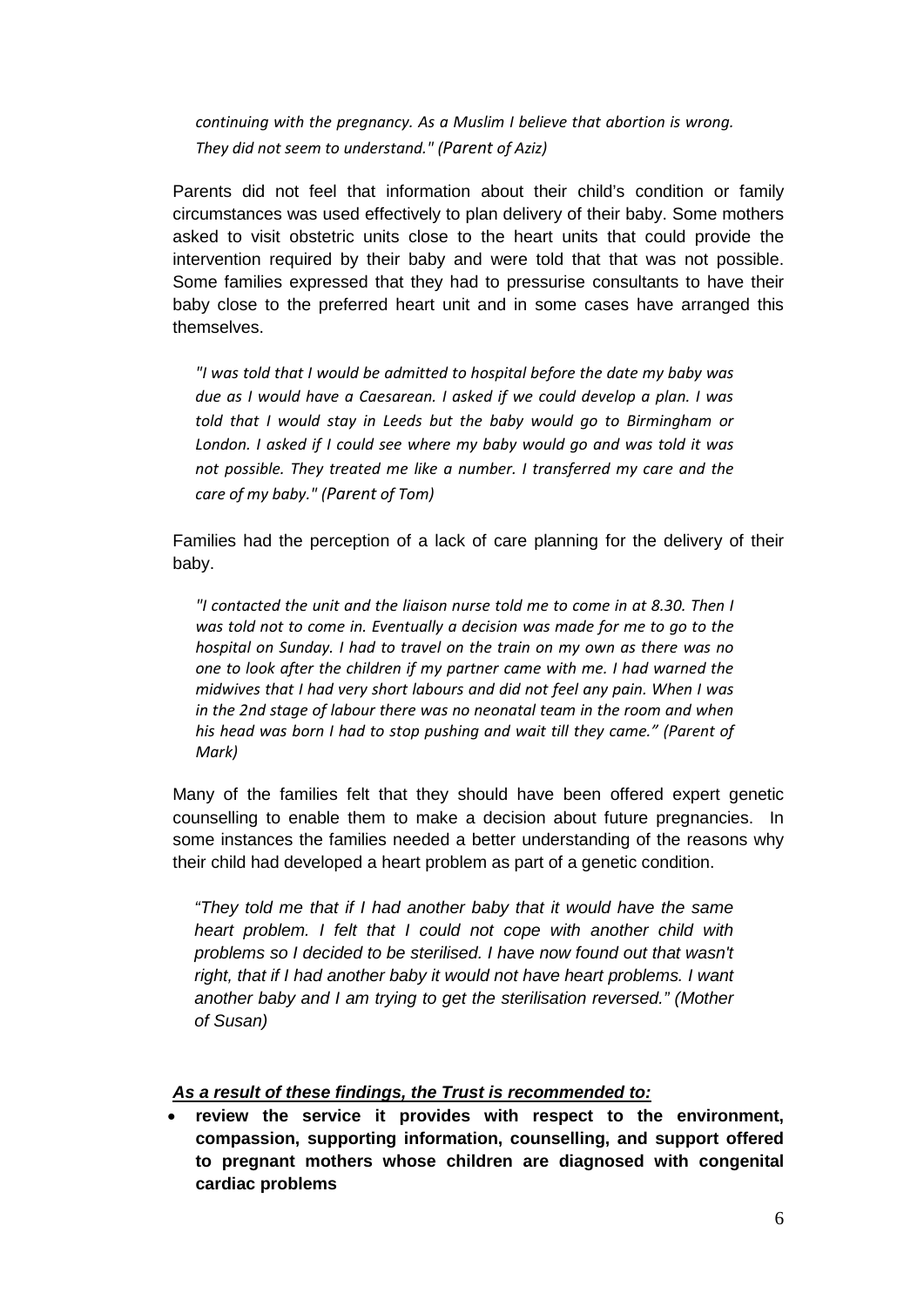*continuing with the pregnancy. As a Muslim I believe that abortion is wrong. They did not seem to understand." (Parent of Aziz)*

Parents did not feel that information about their child's condition or family circumstances was used effectively to plan delivery of their baby. Some mothers asked to visit obstetric units close to the heart units that could provide the intervention required by their baby and were told that that was not possible. Some families expressed that they had to pressurise consultants to have their baby close to the preferred heart unit and in some cases have arranged this themselves.

*"I was told that I would be admitted to hospital before the date my baby was due as I would have a Caesarean. I asked if we could develop a plan. I was told that I would stay in Leeds but the baby would go to Birmingham or London. I asked if I could see where my baby would go and was told it was not possible. They treated me like a number. I transferred my care and the care of my baby." (Parent of Tom)*

Families had the perception of a lack of care planning for the delivery of their baby.

*"I contacted the unit and the liaison nurse told me to come in at 8.30. Then I was told not to come in. Eventually a decision was made for me to go to the hospital on Sunday. I had to travel on the train on my own as there was no one to look after the children if my partner came with me. I had warned the midwives that I had very short labours and did not feel any pain. When I was in the 2nd stage of labour there was no neonatal team in the room and when his head was born I had to stop pushing and wait till they came." (Parent of Mark)*

Many of the families felt that they should have been offered expert genetic counselling to enable them to make a decision about future pregnancies. In some instances the families needed a better understanding of the reasons why their child had developed a heart problem as part of a genetic condition.

*"They told me that if I had another baby that it would have the same heart problem. I felt that I could not cope with another child with problems so I decided to be sterilised. I have now found out that wasn't right, that if I had another baby it would not have heart problems. I want another baby and I am trying to get the sterilisation reversed." (Mother of Susan)*

***As a result of these findings, the Trust is recommended to:***

- **review the service it provides with respect to the environment, compassion, supporting information, counselling, and support offered to pregnant mothers whose children are diagnosed with congenital cardiac problems**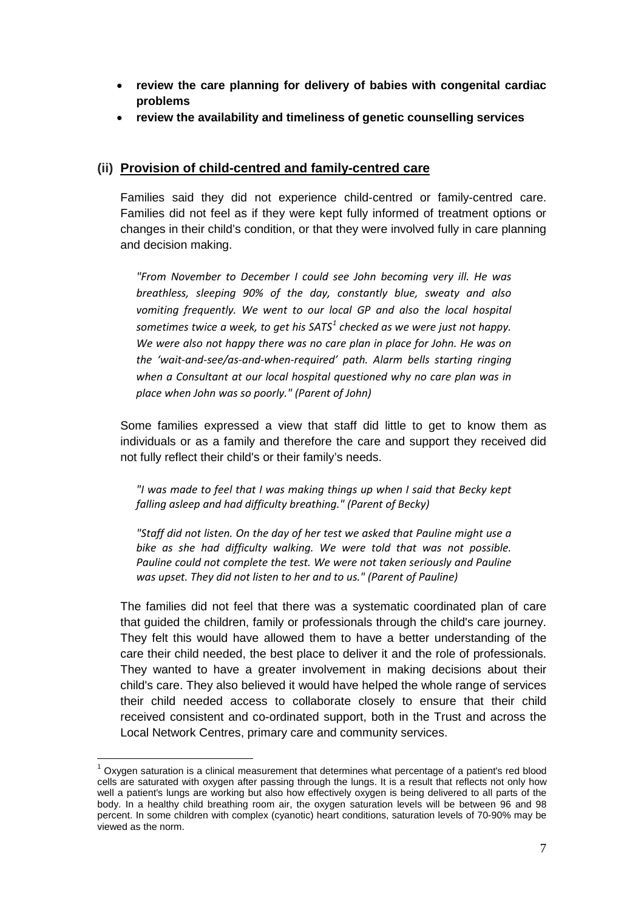- **review the care planning for delivery of babies with congenital cardiac problems**
- **review the availability and timeliness of genetic counselling services**

### (ii) Provision of child-centred and family-centred care

Families said they did not experience child-centred or family-centred care. Families did not feel as if they were kept fully informed of treatment options or changes in their child's condition, or that they were involved fully in care planning and decision making.

> *"From November to December I could see John becoming very ill. He was breathless, sleeping 90% of the day, constantly blue, sweaty and also vomiting frequently. We went to our local GP and also the local hospital sometimes twice a week, to get his SATS[1] checked as we were just not happy. We were also not happy there was no care plan in place for John. He was on the 'wait-and-see/as-and-when-required' path. Alarm bells starting ringing when a Consultant at our local hospital questioned why no care plan was in place when John was so poorly." (Parent of John)*

Some families expressed a view that staff did little to get to know them as individuals or as a family and therefore the care and support they received did not fully reflect their child's or their family's needs.

> *"I was made to feel that I was making things up when I said that Becky kept falling asleep and had difficulty breathing." (Parent of Becky)*

> *"Staff did not listen. On the day of her test we asked that Pauline might use a bike as she had difficulty walking. We were told that was not possible. Pauline could not complete the test. We were not taken seriously and Pauline was upset. They did not listen to her and to us." (Parent of Pauline)*

The families did not feel that there was a systematic coordinated plan of care that guided the children, family or professionals through the child's care journey. They felt this would have allowed them to have a better understanding of the care their child needed, the best place to deliver it and the role of professionals. They wanted to have a greater involvement in making decisions about their child's care. They also believed it would have helped the whole range of services their child needed access to collaborate closely to ensure that their child received consistent and co-ordinated support, both in the Trust and across the Local Network Centres, primary care and community services.

---

[1] Oxygen saturation is a clinical measurement that determines what percentage of a patient's red blood cells are saturated with oxygen after passing through the lungs. It is a result that reflects not only how well a patient's lungs are working but also how effectively oxygen is being delivered to all parts of the body. In a healthy child breathing room air, the oxygen saturation levels will be between 96 and 98 percent. In some children with complex (cyanotic) heart conditions, saturation levels of 70-90% may be viewed as the norm.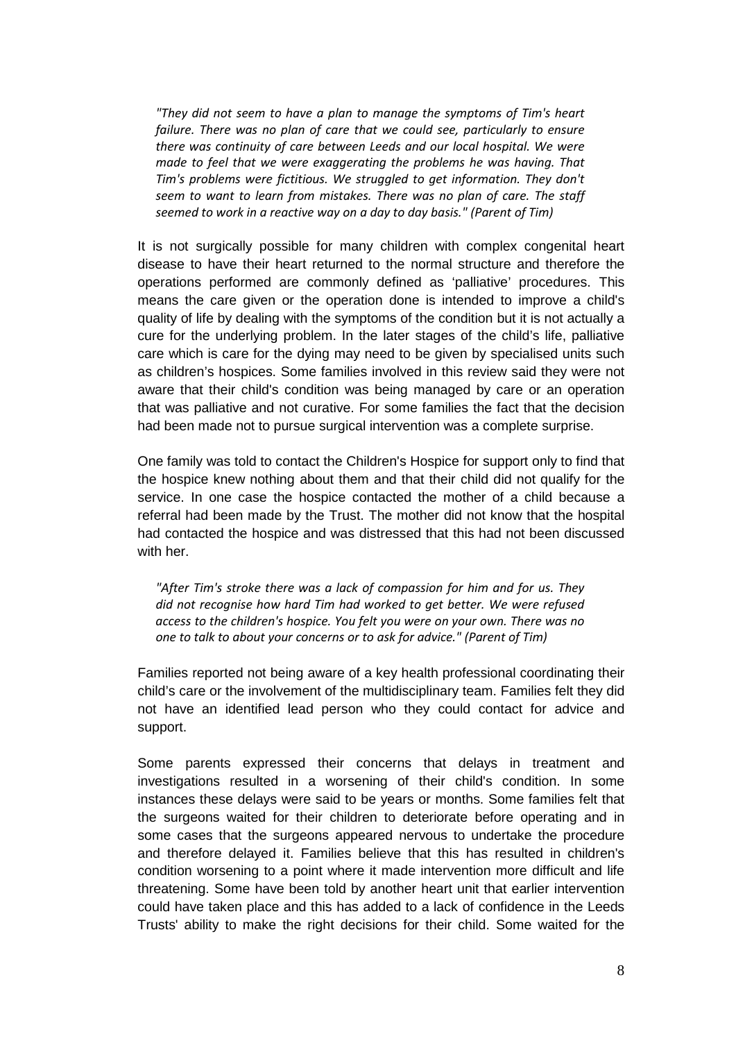*"They did not seem to have a plan to manage the symptoms of Tim's heart failure. There was no plan of care that we could see, particularly to ensure there was continuity of care between Leeds and our local hospital. We were made to feel that we were exaggerating the problems he was having. That Tim's problems were fictitious. We struggled to get information. They don't seem to want to learn from mistakes. There was no plan of care. The staff seemed to work in a reactive way on a day to day basis." (Parent of Tim)*

It is not surgically possible for many children with complex congenital heart disease to have their heart returned to the normal structure and therefore the operations performed are commonly defined as 'palliative' procedures. This means the care given or the operation done is intended to improve a child's quality of life by dealing with the symptoms of the condition but it is not actually a cure for the underlying problem. In the later stages of the child's life, palliative care which is care for the dying may need to be given by specialised units such as children's hospices. Some families involved in this review said they were not aware that their child's condition was being managed by care or an operation that was palliative and not curative. For some families the fact that the decision had been made not to pursue surgical intervention was a complete surprise.

One family was told to contact the Children's Hospice for support only to find that the hospice knew nothing about them and that their child did not qualify for the service. In one case the hospice contacted the mother of a child because a referral had been made by the Trust. The mother did not know that the hospital had contacted the hospice and was distressed that this had not been discussed with her.

*"After Tim's stroke there was a lack of compassion for him and for us. They did not recognise how hard Tim had worked to get better. We were refused access to the children's hospice. You felt you were on your own. There was no one to talk to about your concerns or to ask for advice." (Parent of Tim)*

Families reported not being aware of a key health professional coordinating their child's care or the involvement of the multidisciplinary team. Families felt they did not have an identified lead person who they could contact for advice and support.

Some parents expressed their concerns that delays in treatment and investigations resulted in a worsening of their child's condition. In some instances these delays were said to be years or months. Some families felt that the surgeons waited for their children to deteriorate before operating and in some cases that the surgeons appeared nervous to undertake the procedure and therefore delayed it. Families believe that this has resulted in children's condition worsening to a point where it made intervention more difficult and life threatening. Some have been told by another heart unit that earlier intervention could have taken place and this has added to a lack of confidence in the Leeds Trusts' ability to make the right decisions for their child. Some waited for the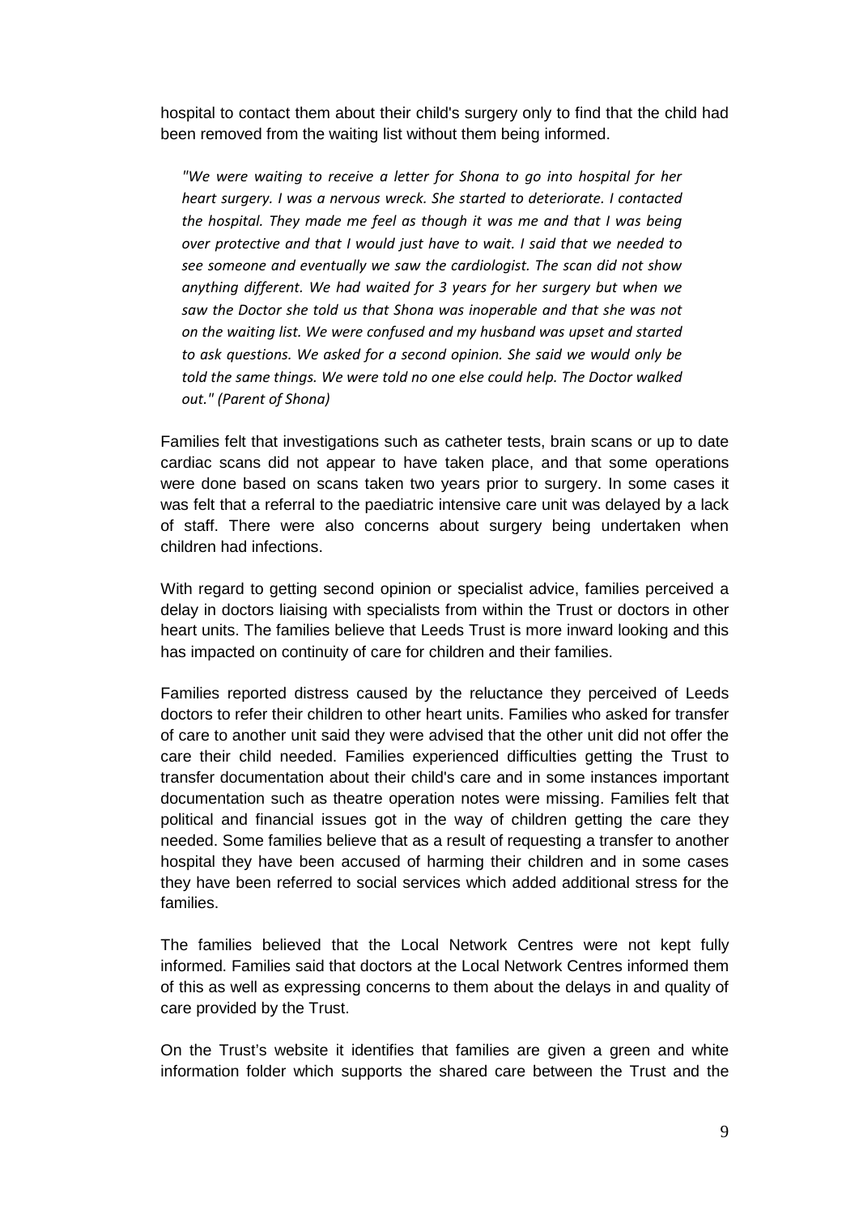hospital to contact them about their child's surgery only to find that the child had been removed from the waiting list without them being informed.

> *"We were waiting to receive a letter for Shona to go into hospital for her heart surgery. I was a nervous wreck. She started to deteriorate. I contacted the hospital. They made me feel as though it was me and that I was being over protective and that I would just have to wait. I said that we needed to see someone and eventually we saw the cardiologist. The scan did not show anything different. We had waited for 3 years for her surgery but when we saw the Doctor she told us that Shona was inoperable and that she was not on the waiting list. We were confused and my husband was upset and started to ask questions. We asked for a second opinion. She said we would only be told the same things. We were told no one else could help. The Doctor walked out." (Parent of Shona)*

Families felt that investigations such as catheter tests, brain scans or up to date cardiac scans did not appear to have taken place, and that some operations were done based on scans taken two years prior to surgery. In some cases it was felt that a referral to the paediatric intensive care unit was delayed by a lack of staff. There were also concerns about surgery being undertaken when children had infections.

With regard to getting second opinion or specialist advice, families perceived a delay in doctors liaising with specialists from within the Trust or doctors in other heart units. The families believe that Leeds Trust is more inward looking and this has impacted on continuity of care for children and their families.

Families reported distress caused by the reluctance they perceived of Leeds doctors to refer their children to other heart units. Families who asked for transfer of care to another unit said they were advised that the other unit did not offer the care their child needed. Families experienced difficulties getting the Trust to transfer documentation about their child's care and in some instances important documentation such as theatre operation notes were missing. Families felt that political and financial issues got in the way of children getting the care they needed. Some families believe that as a result of requesting a transfer to another hospital they have been accused of harming their children and in some cases they have been referred to social services which added additional stress for the families.

The families believed that the Local Network Centres were not kept fully informed. Families said that doctors at the Local Network Centres informed them of this as well as expressing concerns to them about the delays in and quality of care provided by the Trust.

On the Trust's website it identifies that families are given a green and white information folder which supports the shared care between the Trust and the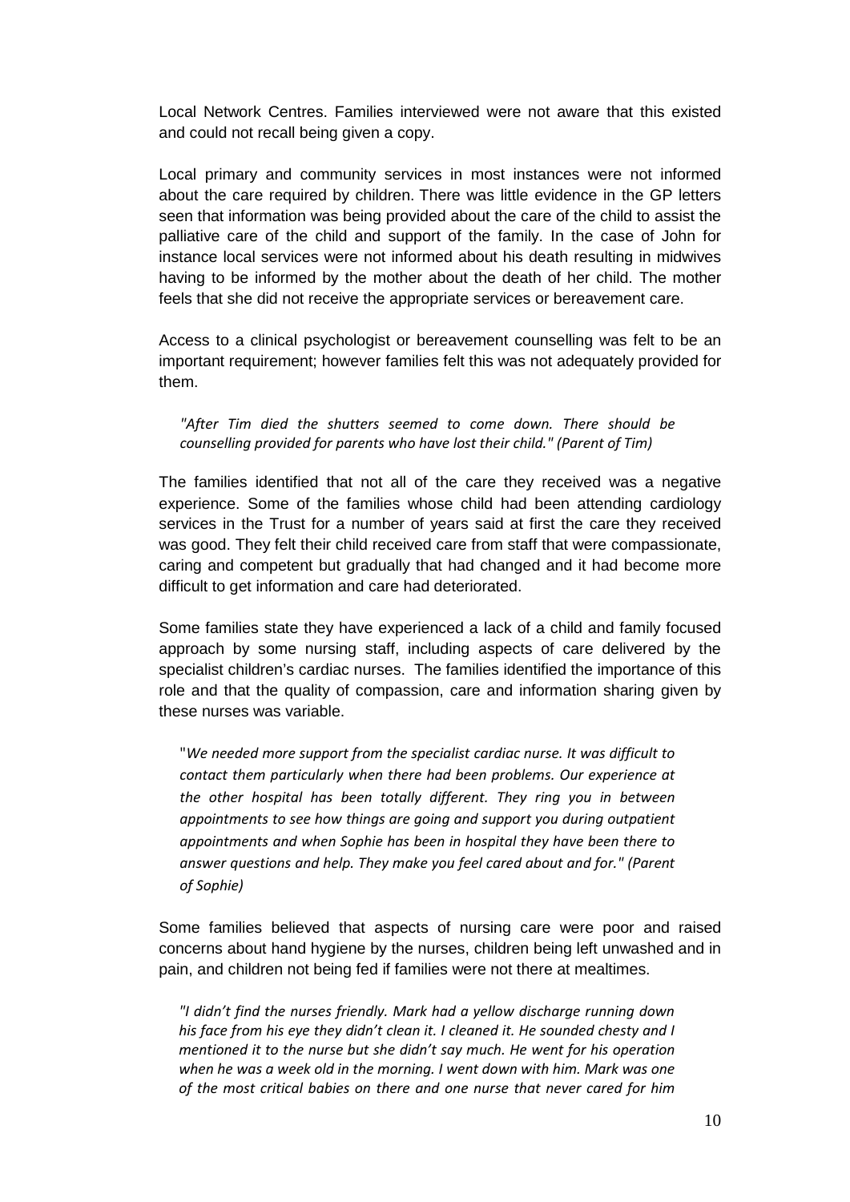Local Network Centres. Families interviewed were not aware that this existed and could not recall being given a copy.

Local primary and community services in most instances were not informed about the care required by children. There was little evidence in the GP letters seen that information was being provided about the care of the child to assist the palliative care of the child and support of the family. In the case of John for instance local services were not informed about his death resulting in midwives having to be informed by the mother about the death of her child. The mother feels that she did not receive the appropriate services or bereavement care.

Access to a clinical psychologist or bereavement counselling was felt to be an important requirement; however families felt this was not adequately provided for them.

> *"After Tim died the shutters seemed to come down. There should be counselling provided for parents who have lost their child." (Parent of Tim)*

The families identified that not all of the care they received was a negative experience. Some of the families whose child had been attending cardiology services in the Trust for a number of years said at first the care they received was good. They felt their child received care from staff that were compassionate, caring and competent but gradually that had changed and it had become more difficult to get information and care had deteriorated.

Some families state they have experienced a lack of a child and family focused approach by some nursing staff, including aspects of care delivered by the specialist children's cardiac nurses. The families identified the importance of this role and that the quality of compassion, care and information sharing given by these nurses was variable.

> "*We needed more support from the specialist cardiac nurse. It was difficult to contact them particularly when there had been problems. Our experience at the other hospital has been totally different. They ring you in between appointments to see how things are going and support you during outpatient appointments and when Sophie has been in hospital they have been there to answer questions and help. They make you feel cared about and for." (Parent of Sophie)*

Some families believed that aspects of nursing care were poor and raised concerns about hand hygiene by the nurses, children being left unwashed and in pain, and children not being fed if families were not there at mealtimes.

> *"I didn't find the nurses friendly. Mark had a yellow discharge running down his face from his eye they didn't clean it. I cleaned it. He sounded chesty and I mentioned it to the nurse but she didn't say much. He went for his operation when he was a week old in the morning. I went down with him. Mark was one of the most critical babies on there and one nurse that never cared for him*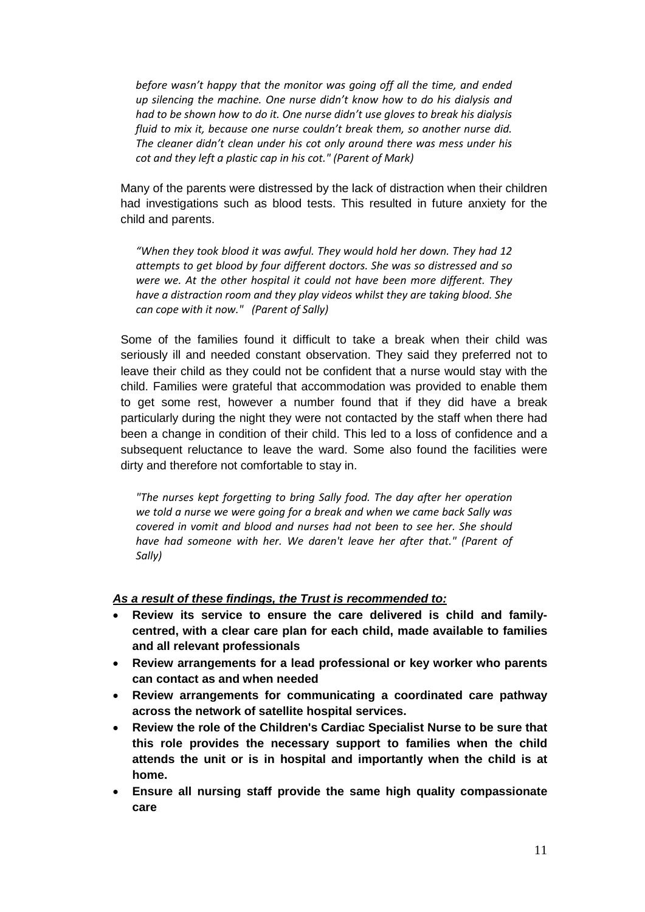*before wasn't happy that the monitor was going off all the time, and ended up silencing the machine. One nurse didn't know how to do his dialysis and had to be shown how to do it. One nurse didn't use gloves to break his dialysis fluid to mix it, because one nurse couldn't break them, so another nurse did. The cleaner didn't clean under his cot only around there was mess under his cot and they left a plastic cap in his cot." (Parent of Mark)*

Many of the parents were distressed by the lack of distraction when their children had investigations such as blood tests. This resulted in future anxiety for the child and parents.

*"When they took blood it was awful. They would hold her down. They had 12 attempts to get blood by four different doctors. She was so distressed and so were we. At the other hospital it could not have been more different. They have a distraction room and they play videos whilst they are taking blood. She can cope with it now." (Parent of Sally)*

Some of the families found it difficult to take a break when their child was seriously ill and needed constant observation. They said they preferred not to leave their child as they could not be confident that a nurse would stay with the child. Families were grateful that accommodation was provided to enable them to get some rest, however a number found that if they did have a break particularly during the night they were not contacted by the staff when there had been a change in condition of their child. This led to a loss of confidence and a subsequent reluctance to leave the ward. Some also found the facilities were dirty and therefore not comfortable to stay in.

*"The nurses kept forgetting to bring Sally food. The day after her operation we told a nurse we were going for a break and when we came back Sally was covered in vomit and blood and nurses had not been to see her. She should have had someone with her. We daren't leave her after that." (Parent of Sally)*

***<u>As a result of these findings, the Trust is recommended to:</u>***

- **Review its service to ensure the care delivered is child and family-centred, with a clear care plan for each child, made available to families and all relevant professionals**
- **Review arrangements for a lead professional or key worker who parents can contact as and when needed**
- **Review arrangements for communicating a coordinated care pathway across the network of satellite hospital services.**
- **Review the role of the Children's Cardiac Specialist Nurse to be sure that this role provides the necessary support to families when the child attends the unit or is in hospital and importantly when the child is at home.**
- **Ensure all nursing staff provide the same high quality compassionate care**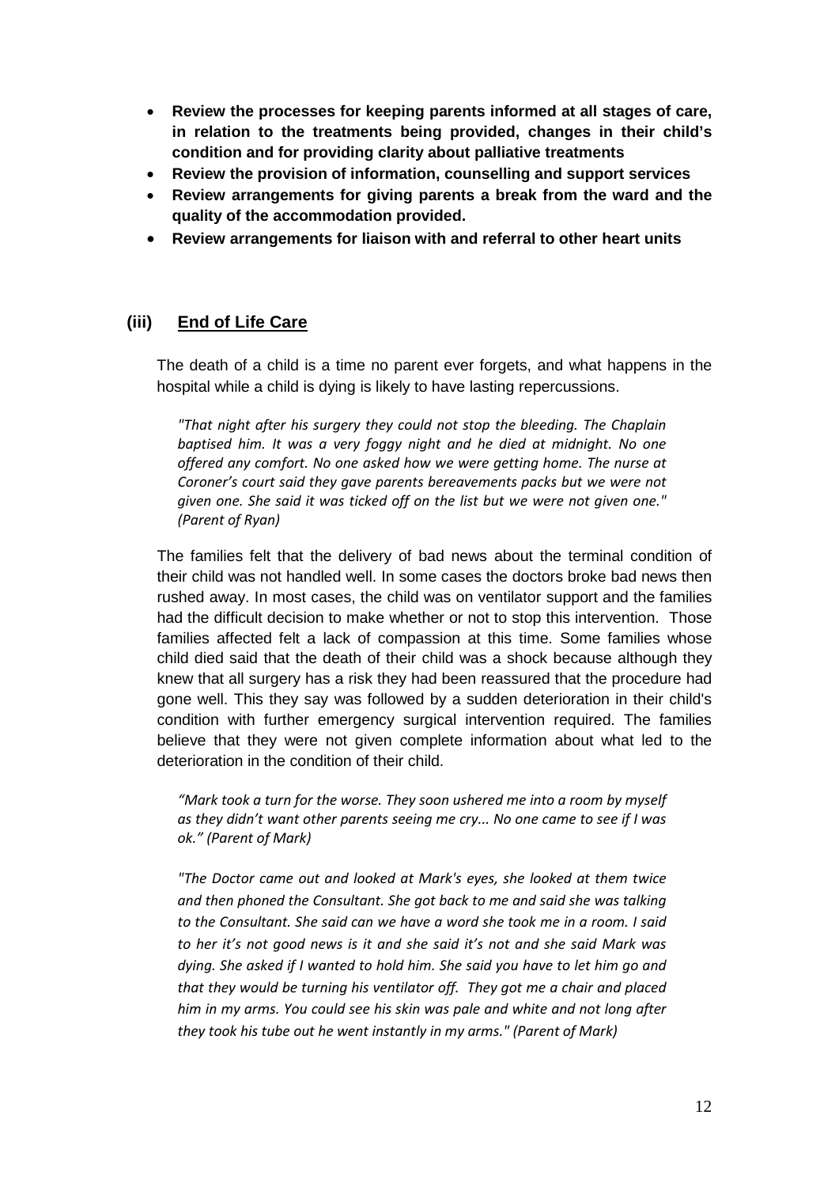- **Review the processes for keeping parents informed at all stages of care, in relation to the treatments being provided, changes in their child's condition and for providing clarity about palliative treatments**
- **Review the provision of information, counselling and support services**
- **Review arrangements for giving parents a break from the ward and the quality of the accommodation provided.**
- **Review arrangements for liaison with and referral to other heart units**

### (iii) End of Life Care

The death of a child is a time no parent ever forgets, and what happens in the hospital while a child is dying is likely to have lasting repercussions.

> *"That night after his surgery they could not stop the bleeding. The Chaplain baptised him. It was a very foggy night and he died at midnight. No one offered any comfort. No one asked how we were getting home. The nurse at Coroner's court said they gave parents bereavements packs but we were not given one. She said it was ticked off on the list but we were not given one." (Parent of Ryan)*

The families felt that the delivery of bad news about the terminal condition of their child was not handled well. In some cases the doctors broke bad news then rushed away. In most cases, the child was on ventilator support and the families had the difficult decision to make whether or not to stop this intervention. Those families affected felt a lack of compassion at this time. Some families whose child died said that the death of their child was a shock because although they knew that all surgery has a risk they had been reassured that the procedure had gone well. This they say was followed by a sudden deterioration in their child's condition with further emergency surgical intervention required. The families believe that they were not given complete information about what led to the deterioration in the condition of their child.

> *"Mark took a turn for the worse. They soon ushered me into a room by myself as they didn't want other parents seeing me cry... No one came to see if I was ok." (Parent of Mark)*

> *"The Doctor came out and looked at Mark's eyes, she looked at them twice and then phoned the Consultant. She got back to me and said she was talking to the Consultant. She said can we have a word she took me in a room. I said to her it's not good news is it and she said it's not and she said Mark was dying. She asked if I wanted to hold him. She said you have to let him go and that they would be turning his ventilator off. They got me a chair and placed him in my arms. You could see his skin was pale and white and not long after they took his tube out he went instantly in my arms." (Parent of Mark)*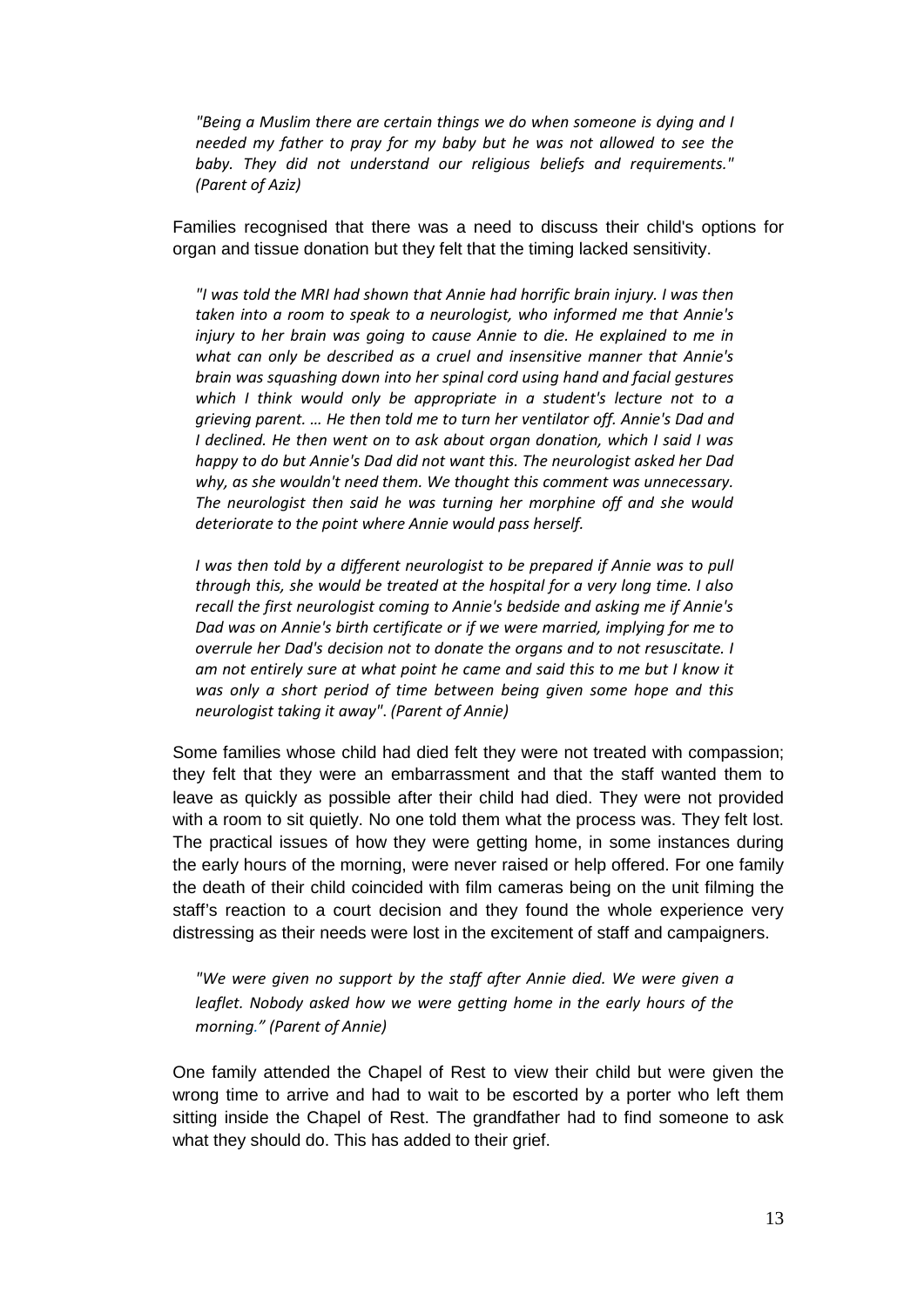*"Being a Muslim there are certain things we do when someone is dying and I needed my father to pray for my baby but he was not allowed to see the baby. They did not understand our religious beliefs and requirements." (Parent of Aziz)*

Families recognised that there was a need to discuss their child's options for organ and tissue donation but they felt that the timing lacked sensitivity.

*"I was told the MRI had shown that Annie had horrific brain injury. I was then taken into a room to speak to a neurologist, who informed me that Annie's injury to her brain was going to cause Annie to die. He explained to me in what can only be described as a cruel and insensitive manner that Annie's brain was squashing down into her spinal cord using hand and facial gestures which I think would only be appropriate in a student's lecture not to a grieving parent. … He then told me to turn her ventilator off. Annie's Dad and I declined. He then went on to ask about organ donation, which I said I was happy to do but Annie's Dad did not want this. The neurologist asked her Dad why, as she wouldn't need them. We thought this comment was unnecessary. The neurologist then said he was turning her morphine off and she would deteriorate to the point where Annie would pass herself.*

*I was then told by a different neurologist to be prepared if Annie was to pull through this, she would be treated at the hospital for a very long time. I also recall the first neurologist coming to Annie's bedside and asking me if Annie's Dad was on Annie's birth certificate or if we were married, implying for me to overrule her Dad's decision not to donate the organs and to not resuscitate. I am not entirely sure at what point he came and said this to me but I know it was only a short period of time between being given some hope and this neurologist taking it away". (Parent of Annie)*

Some families whose child had died felt they were not treated with compassion; they felt that they were an embarrassment and that the staff wanted them to leave as quickly as possible after their child had died. They were not provided with a room to sit quietly. No one told them what the process was. They felt lost. The practical issues of how they were getting home, in some instances during the early hours of the morning, were never raised or help offered. For one family the death of their child coincided with film cameras being on the unit filming the staff's reaction to a court decision and they found the whole experience very distressing as their needs were lost in the excitement of staff and campaigners.

*"We were given no support by the staff after Annie died. We were given a leaflet. Nobody asked how we were getting home in the early hours of the morning." (Parent of Annie)*

One family attended the Chapel of Rest to view their child but were given the wrong time to arrive and had to wait to be escorted by a porter who left them sitting inside the Chapel of Rest. The grandfather had to find someone to ask what they should do. This has added to their grief.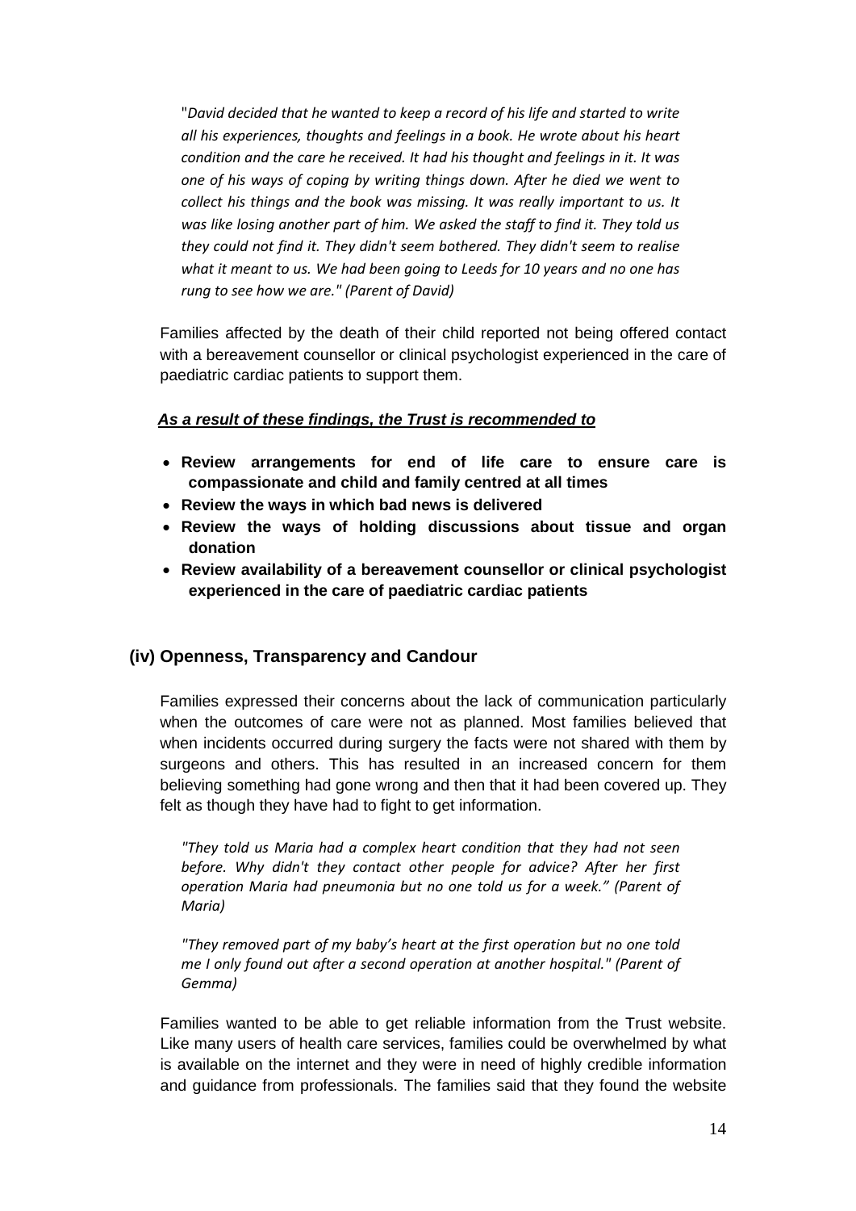*"David decided that he wanted to keep a record of his life and started to write all his experiences, thoughts and feelings in a book. He wrote about his heart condition and the care he received. It had his thought and feelings in it. It was one of his ways of coping by writing things down. After he died we went to collect his things and the book was missing. It was really important to us. It was like losing another part of him. We asked the staff to find it. They told us they could not find it. They didn't seem bothered. They didn't seem to realise what it meant to us. We had been going to Leeds for 10 years and no one has rung to see how we are." (Parent of David)*

Families affected by the death of their child reported not being offered contact with a bereavement counsellor or clinical psychologist experienced in the care of paediatric cardiac patients to support them.

***As a result of these findings, the Trust is recommended to***

- **Review arrangements for end of life care to ensure care is compassionate and child and family centred at all times**
- **Review the ways in which bad news is delivered**
- **Review the ways of holding discussions about tissue and organ donation**
- **Review availability of a bereavement counsellor or clinical psychologist experienced in the care of paediatric cardiac patients**

### (iv) Openness, Transparency and Candour

Families expressed their concerns about the lack of communication particularly when the outcomes of care were not as planned. Most families believed that when incidents occurred during surgery the facts were not shared with them by surgeons and others. This has resulted in an increased concern for them believing something had gone wrong and then that it had been covered up. They felt as though they have had to fight to get information.

*"They told us Maria had a complex heart condition that they had not seen before. Why didn't they contact other people for advice? After her first operation Maria had pneumonia but no one told us for a week." (Parent of Maria)*

*"They removed part of my baby's heart at the first operation but no one told me I only found out after a second operation at another hospital." (Parent of Gemma)*

Families wanted to be able to get reliable information from the Trust website. Like many users of health care services, families could be overwhelmed by what is available on the internet and they were in need of highly credible information and guidance from professionals. The families said that they found the website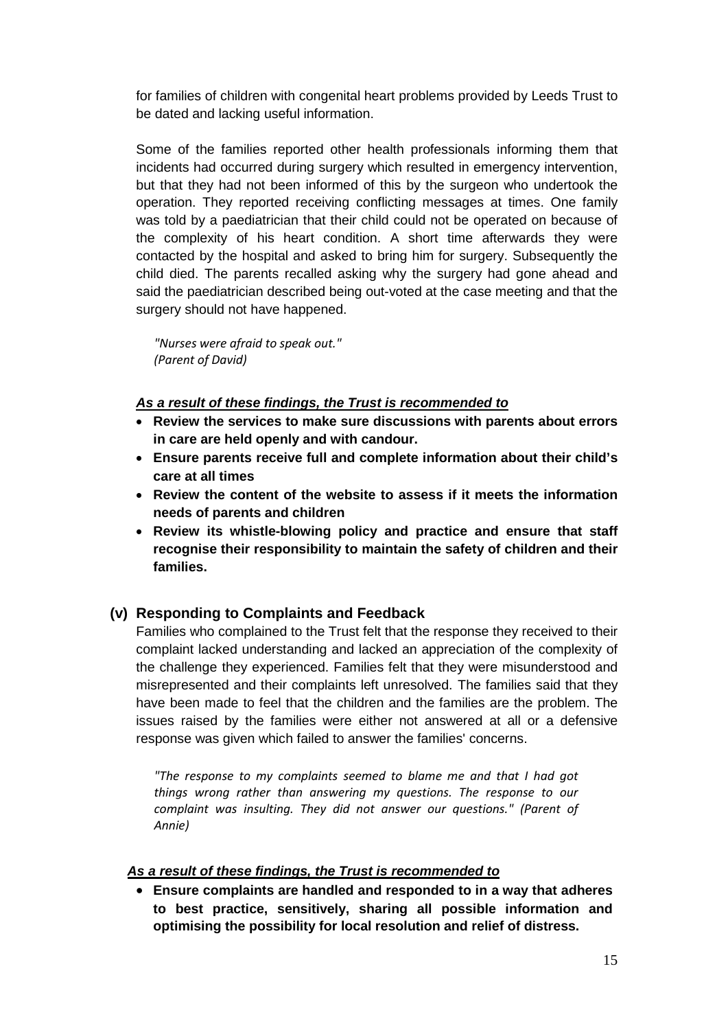for families of children with congenital heart problems provided by Leeds Trust to be dated and lacking useful information.

Some of the families reported other health professionals informing them that incidents had occurred during surgery which resulted in emergency intervention, but that they had not been informed of this by the surgeon who undertook the operation. They reported receiving conflicting messages at times. One family was told by a paediatrician that their child could not be operated on because of the complexity of his heart condition. A short time afterwards they were contacted by the hospital and asked to bring him for surgery. Subsequently the child died. The parents recalled asking why the surgery had gone ahead and said the paediatrician described being out-voted at the case meeting and that the surgery should not have happened.

> *"Nurses were afraid to speak out."*
> *(Parent of David)*

***As a result of these findings, the Trust is recommended to***

- **Review the services to make sure discussions with parents about errors in care are held openly and with candour.**
- **Ensure parents receive full and complete information about their child's care at all times**
- **Review the content of the website to assess if it meets the information needs of parents and children**
- **Review its whistle-blowing policy and practice and ensure that staff recognise their responsibility to maintain the safety of children and their families.**

### (v) Responding to Complaints and Feedback

Families who complained to the Trust felt that the response they received to their complaint lacked understanding and lacked an appreciation of the complexity of the challenge they experienced. Families felt that they were misunderstood and misrepresented and their complaints left unresolved. The families said that they have been made to feel that the children and the families are the problem. The issues raised by the families were either not answered at all or a defensive response was given which failed to answer the families' concerns.

> *"The response to my complaints seemed to blame me and that I had got things wrong rather than answering my questions. The response to our complaint was insulting. They did not answer our questions." (Parent of Annie)*

***As a result of these findings, the Trust is recommended to***

- **Ensure complaints are handled and responded to in a way that adheres to best practice, sensitively, sharing all possible information and optimising the possibility for local resolution and relief of distress.**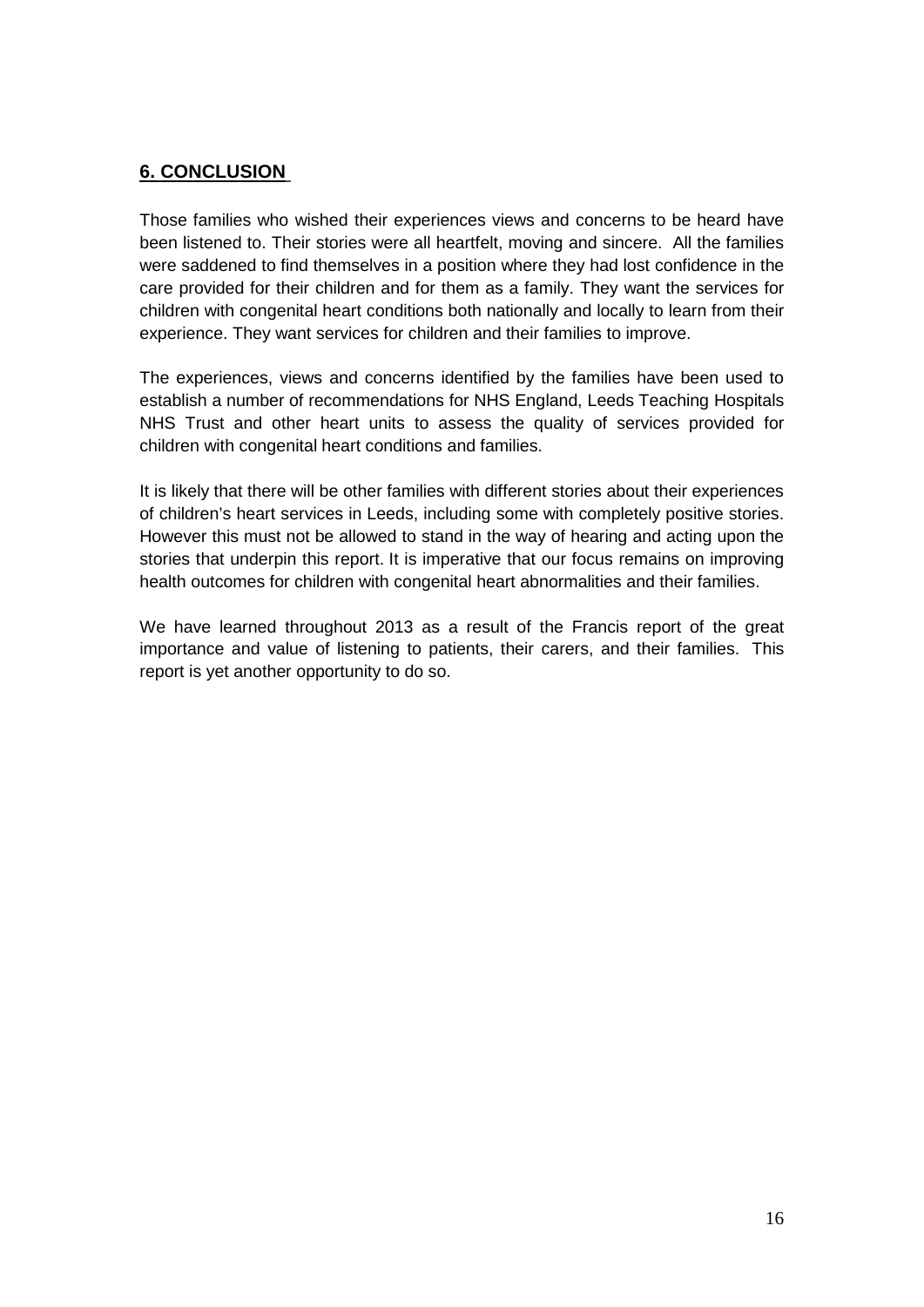## 6. CONCLUSION

Those families who wished their experiences views and concerns to be heard have been listened to. Their stories were all heartfelt, moving and sincere. All the families were saddened to find themselves in a position where they had lost confidence in the care provided for their children and for them as a family. They want the services for children with congenital heart conditions both nationally and locally to learn from their experience. They want services for children and their families to improve.

The experiences, views and concerns identified by the families have been used to establish a number of recommendations for NHS England, Leeds Teaching Hospitals NHS Trust and other heart units to assess the quality of services provided for children with congenital heart conditions and families.

It is likely that there will be other families with different stories about their experiences of children's heart services in Leeds, including some with completely positive stories. However this must not be allowed to stand in the way of hearing and acting upon the stories that underpin this report. It is imperative that our focus remains on improving health outcomes for children with congenital heart abnormalities and their families.

We have learned throughout 2013 as a result of the Francis report of the great importance and value of listening to patients, their carers, and their families. This report is yet another opportunity to do so.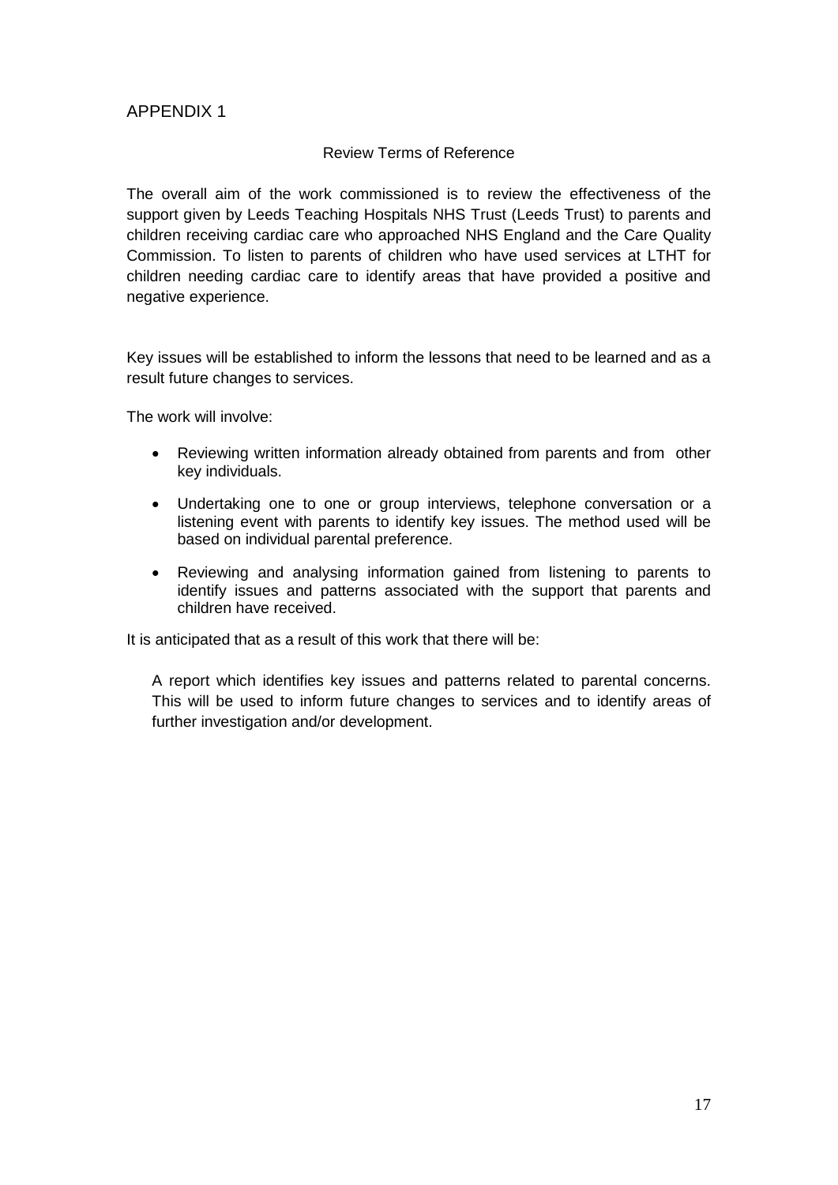APPENDIX 1

Review Terms of Reference

The overall aim of the work commissioned is to review the effectiveness of the support given by Leeds Teaching Hospitals NHS Trust (Leeds Trust) to parents and children receiving cardiac care who approached NHS England and the Care Quality Commission. To listen to parents of children who have used services at LTHT for children needing cardiac care to identify areas that have provided a positive and negative experience.

Key issues will be established to inform the lessons that need to be learned and as a result future changes to services.

The work will involve:

- Reviewing written information already obtained from parents and from other key individuals.
- Undertaking one to one or group interviews, telephone conversation or a listening event with parents to identify key issues. The method used will be based on individual parental preference.
- Reviewing and analysing information gained from listening to parents to identify issues and patterns associated with the support that parents and children have received.

It is anticipated that as a result of this work that there will be:

A report which identifies key issues and patterns related to parental concerns. This will be used to inform future changes to services and to identify areas of further investigation and/or development.